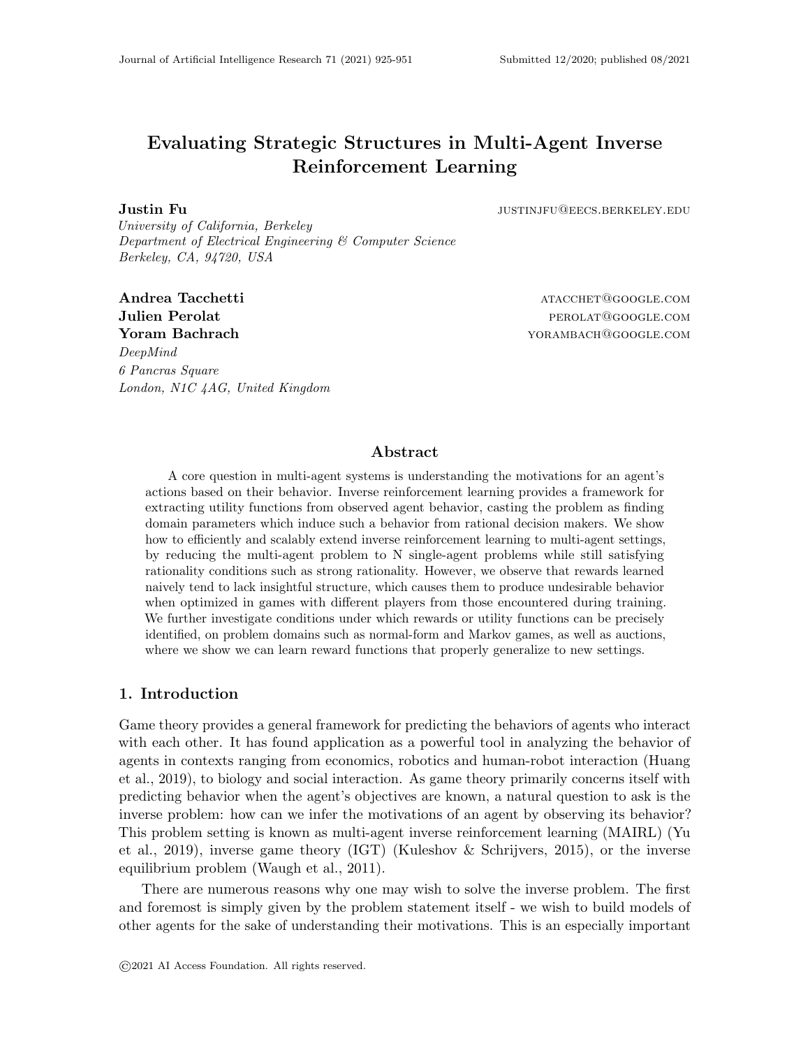# Evaluating Strategic Structures in Multi-Agent Inverse Reinforcement Learning

**Justin Fu** justinjfu@eecs.berkeley.edu
*University of California, Berkeley*
*Department of Electrical Engineering & Computer Science*
*Berkeley, CA, 94720, USA*

**Andrea Tacchetti** atacchet@google.com
**Julien Perolat** perolat@google.com
**Yoram Bachrach** yorambach@google.com
*DeepMind*
*6 Pancras Square*
*London, N1C 4AG, United Kingdom*

## Abstract

A core question in multi-agent systems is understanding the motivations for an agent's actions based on their behavior. Inverse reinforcement learning provides a framework for extracting utility functions from observed agent behavior, casting the problem as finding domain parameters which induce such a behavior from rational decision makers. We show how to efficiently and scalably extend inverse reinforcement learning to multi-agent settings, by reducing the multi-agent problem to N single-agent problems while still satisfying rationality conditions such as strong rationality. However, we observe that rewards learned naively tend to lack insightful structure, which causes them to produce undesirable behavior when optimized in games with different players from those encountered during training. We further investigate conditions under which rewards or utility functions can be precisely identified, on problem domains such as normal-form and Markov games, as well as auctions, where we show we can learn reward functions that properly generalize to new settings.

## 1. Introduction

Game theory provides a general framework for predicting the behaviors of agents who interact with each other. It has found application as a powerful tool in analyzing the behavior of agents in contexts ranging from economics, robotics and human-robot interaction (Huang et al., 2019), to biology and social interaction. As game theory primarily concerns itself with predicting behavior when the agent's objectives are known, a natural question to ask is the inverse problem: how can we infer the motivations of an agent by observing its behavior? This problem setting is known as multi-agent inverse reinforcement learning (MAIRL) (Yu et al., 2019), inverse game theory (IGT) (Kuleshov & Schrijvers, 2015), or the inverse equilibrium problem (Waugh et al., 2011).

There are numerous reasons why one may wish to solve the inverse problem. The first and foremost is simply given by the problem statement itself - we wish to build models of other agents for the sake of understanding their motivations. This is an especially important

©2021 AI Access Foundation. All rights reserved.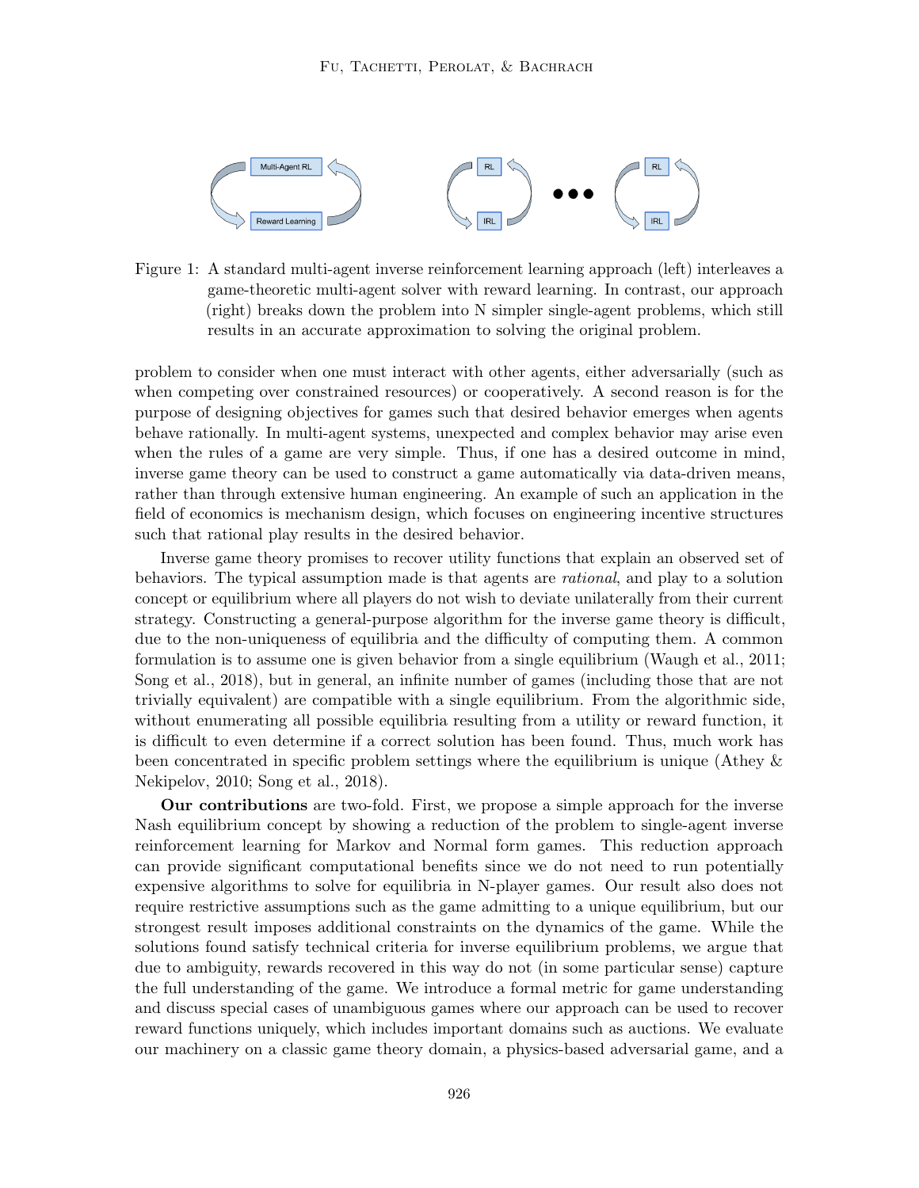Figure 1: A standard multi-agent inverse reinforcement learning approach (left) interleaves a game-theoretic multi-agent solver with reward learning. In contrast, our approach (right) breaks down the problem into N simpler single-agent problems, which still results in an accurate approximation to solving the original problem.

problem to consider when one must interact with other agents, either adversarially (such as when competing over constrained resources) or cooperatively. A second reason is for the purpose of designing objectives for games such that desired behavior emerges when agents behave rationally. In multi-agent systems, unexpected and complex behavior may arise even when the rules of a game are very simple. Thus, if one has a desired outcome in mind, inverse game theory can be used to construct a game automatically via data-driven means, rather than through extensive human engineering. An example of such an application in the field of economics is mechanism design, which focuses on engineering incentive structures such that rational play results in the desired behavior.

Inverse game theory promises to recover utility functions that explain an observed set of behaviors. The typical assumption made is that agents are *rational*, and play to a solution concept or equilibrium where all players do not wish to deviate unilaterally from their current strategy. Constructing a general-purpose algorithm for the inverse game theory is difficult, due to the non-uniqueness of equilibria and the difficulty of computing them. A common formulation is to assume one is given behavior from a single equilibrium (Waugh et al., 2011; Song et al., 2018), but in general, an infinite number of games (including those that are not trivially equivalent) are compatible with a single equilibrium. From the algorithmic side, without enumerating all possible equilibria resulting from a utility or reward function, it is difficult to even determine if a correct solution has been found. Thus, much work has been concentrated in specific problem settings where the equilibrium is unique (Athey & Nekipelov, 2010; Song et al., 2018).

**Our contributions** are two-fold. First, we propose a simple approach for the inverse Nash equilibrium concept by showing a reduction of the problem to single-agent inverse reinforcement learning for Markov and Normal form games. This reduction approach can provide significant computational benefits since we do not need to run potentially expensive algorithms to solve for equilibria in N-player games. Our result also does not require restrictive assumptions such as the game admitting to a unique equilibrium, but our strongest result imposes additional constraints on the dynamics of the game. While the solutions found satisfy technical criteria for inverse equilibrium problems, we argue that due to ambiguity, rewards recovered in this way do not (in some particular sense) capture the full understanding of the game. We introduce a formal metric for game understanding and discuss special cases of unambiguous games where our approach can be used to recover reward functions uniquely, which includes important domains such as auctions. We evaluate our machinery on a classic game theory domain, a physics-based adversarial game, and a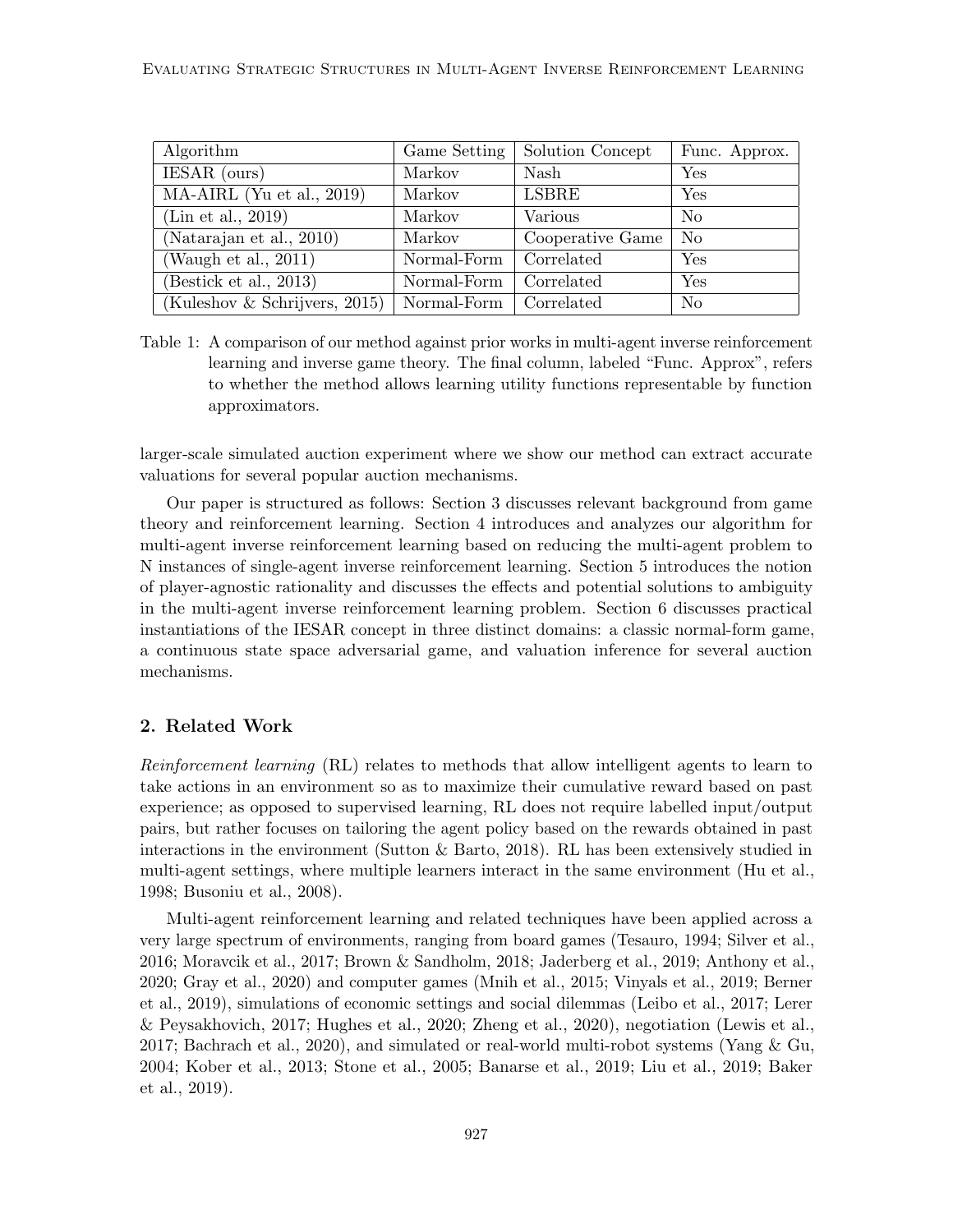| Algorithm | Game Setting | Solution Concept | Func. Approx. |
| --- | --- | --- | --- |
| IESAR (ours) | Markov | Nash | Yes |
| MA-AIRL (Yu et al., 2019) | Markov | LSBRE | Yes |
| (Lin et al., 2019) | Markov | Various | No |
| (Natarajan et al., 2010) | Markov | Cooperative Game | No |
| (Waugh et al., 2011) | Normal-Form | Correlated | Yes |
| (Bestick et al., 2013) | Normal-Form | Correlated | Yes |
| (Kuleshov & Schrijvers, 2015) | Normal-Form | Correlated | No |

Table 1: A comparison of our method against prior works in multi-agent inverse reinforcement learning and inverse game theory. The final column, labeled "Func. Approx", refers to whether the method allows learning utility functions representable by function approximators.

larger-scale simulated auction experiment where we show our method can extract accurate valuations for several popular auction mechanisms.

Our paper is structured as follows: Section 3 discusses relevant background from game theory and reinforcement learning. Section 4 introduces and analyzes our algorithm for multi-agent inverse reinforcement learning based on reducing the multi-agent problem to N instances of single-agent inverse reinforcement learning. Section 5 introduces the notion of player-agnostic rationality and discusses the effects and potential solutions to ambiguity in the multi-agent inverse reinforcement learning problem. Section 6 discusses practical instantiations of the IESAR concept in three distinct domains: a classic normal-form game, a continuous state space adversarial game, and valuation inference for several auction mechanisms.

## 2. Related Work

*Reinforcement learning* (RL) relates to methods that allow intelligent agents to learn to take actions in an environment so as to maximize their cumulative reward based on past experience; as opposed to supervised learning, RL does not require labelled input/output pairs, but rather focuses on tailoring the agent policy based on the rewards obtained in past interactions in the environment (Sutton & Barto, 2018). RL has been extensively studied in multi-agent settings, where multiple learners interact in the same environment (Hu et al., 1998; Busoniu et al., 2008).

Multi-agent reinforcement learning and related techniques have been applied across a very large spectrum of environments, ranging from board games (Tesauro, 1994; Silver et al., 2016; Moravcik et al., 2017; Brown & Sandholm, 2018; Jaderberg et al., 2019; Anthony et al., 2020; Gray et al., 2020) and computer games (Mnih et al., 2015; Vinyals et al., 2019; Berner et al., 2019), simulations of economic settings and social dilemmas (Leibo et al., 2017; Lerer & Peysakhovich, 2017; Hughes et al., 2020; Zheng et al., 2020), negotiation (Lewis et al., 2017; Bachrach et al., 2020), and simulated or real-world multi-robot systems (Yang & Gu, 2004; Kober et al., 2013; Stone et al., 2005; Banarse et al., 2019; Liu et al., 2019; Baker et al., 2019).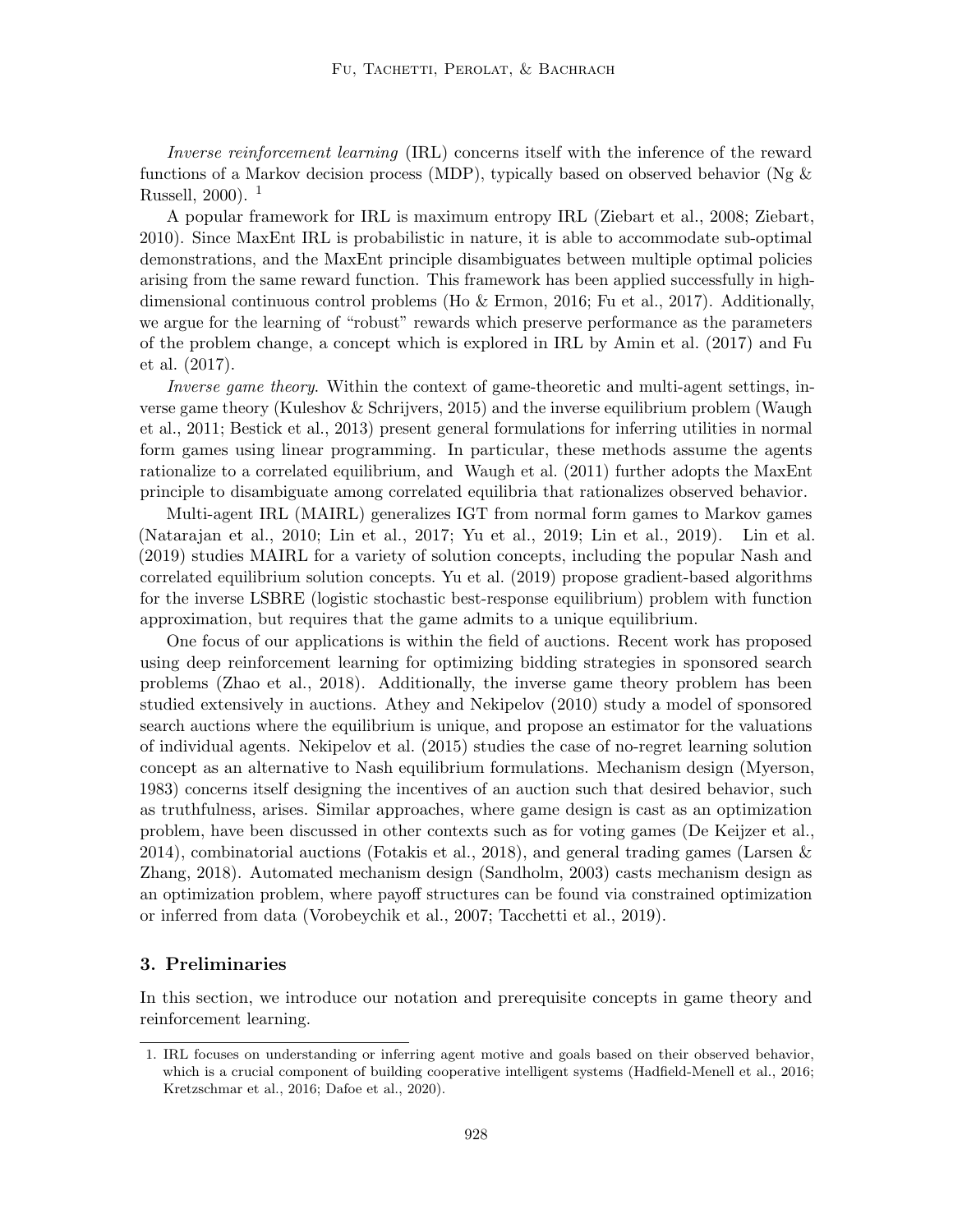*Inverse reinforcement learning* (IRL) concerns itself with the inference of the reward functions of a Markov decision process (MDP), typically based on observed behavior (Ng & Russell, 2000). [1]

A popular framework for IRL is maximum entropy IRL (Ziebart et al., 2008; Ziebart, 2010). Since MaxEnt IRL is probabilistic in nature, it is able to accommodate sub-optimal demonstrations, and the MaxEnt principle disambiguates between multiple optimal policies arising from the same reward function. This framework has been applied successfully in high-dimensional continuous control problems (Ho & Ermon, 2016; Fu et al., 2017). Additionally, we argue for the learning of "robust" rewards which preserve performance as the parameters of the problem change, a concept which is explored in IRL by Amin et al. (2017) and Fu et al. (2017).

*Inverse game theory*. Within the context of game-theoretic and multi-agent settings, inverse game theory (Kuleshov & Schrijvers, 2015) and the inverse equilibrium problem (Waugh et al., 2011; Bestick et al., 2013) present general formulations for inferring utilities in normal form games using linear programming. In particular, these methods assume the agents rationalize to a correlated equilibrium, and Waugh et al. (2011) further adopts the MaxEnt principle to disambiguate among correlated equilibria that rationalizes observed behavior.

Multi-agent IRL (MAIRL) generalizes IGT from normal form games to Markov games (Natarajan et al., 2010; Lin et al., 2017; Yu et al., 2019; Lin et al., 2019). Lin et al. (2019) studies MAIRL for a variety of solution concepts, including the popular Nash and correlated equilibrium solution concepts. Yu et al. (2019) propose gradient-based algorithms for the inverse LSBRE (logistic stochastic best-response equilibrium) problem with function approximation, but requires that the game admits to a unique equilibrium.

One focus of our applications is within the field of auctions. Recent work has proposed using deep reinforcement learning for optimizing bidding strategies in sponsored search problems (Zhao et al., 2018). Additionally, the inverse game theory problem has been studied extensively in auctions. Athey and Nekipelov (2010) study a model of sponsored search auctions where the equilibrium is unique, and propose an estimator for the valuations of individual agents. Nekipelov et al. (2015) studies the case of no-regret learning solution concept as an alternative to Nash equilibrium formulations. Mechanism design (Myerson, 1983) concerns itself designing the incentives of an auction such that desired behavior, such as truthfulness, arises. Similar approaches, where game design is cast as an optimization problem, have been discussed in other contexts such as for voting games (De Keijzer et al., 2014), combinatorial auctions (Fotakis et al., 2018), and general trading games (Larsen & Zhang, 2018). Automated mechanism design (Sandholm, 2003) casts mechanism design as an optimization problem, where payoff structures can be found via constrained optimization or inferred from data (Vorobeychik et al., 2007; Tacchetti et al., 2019).

## 3. Preliminaries

In this section, we introduce our notation and prerequisite concepts in game theory and reinforcement learning.

---

1. IRL focuses on understanding or inferring agent motive and goals based on their observed behavior, which is a crucial component of building cooperative intelligent systems (Hadfield-Menell et al., 2016; Kretzschmar et al., 2016; Dafoe et al., 2020).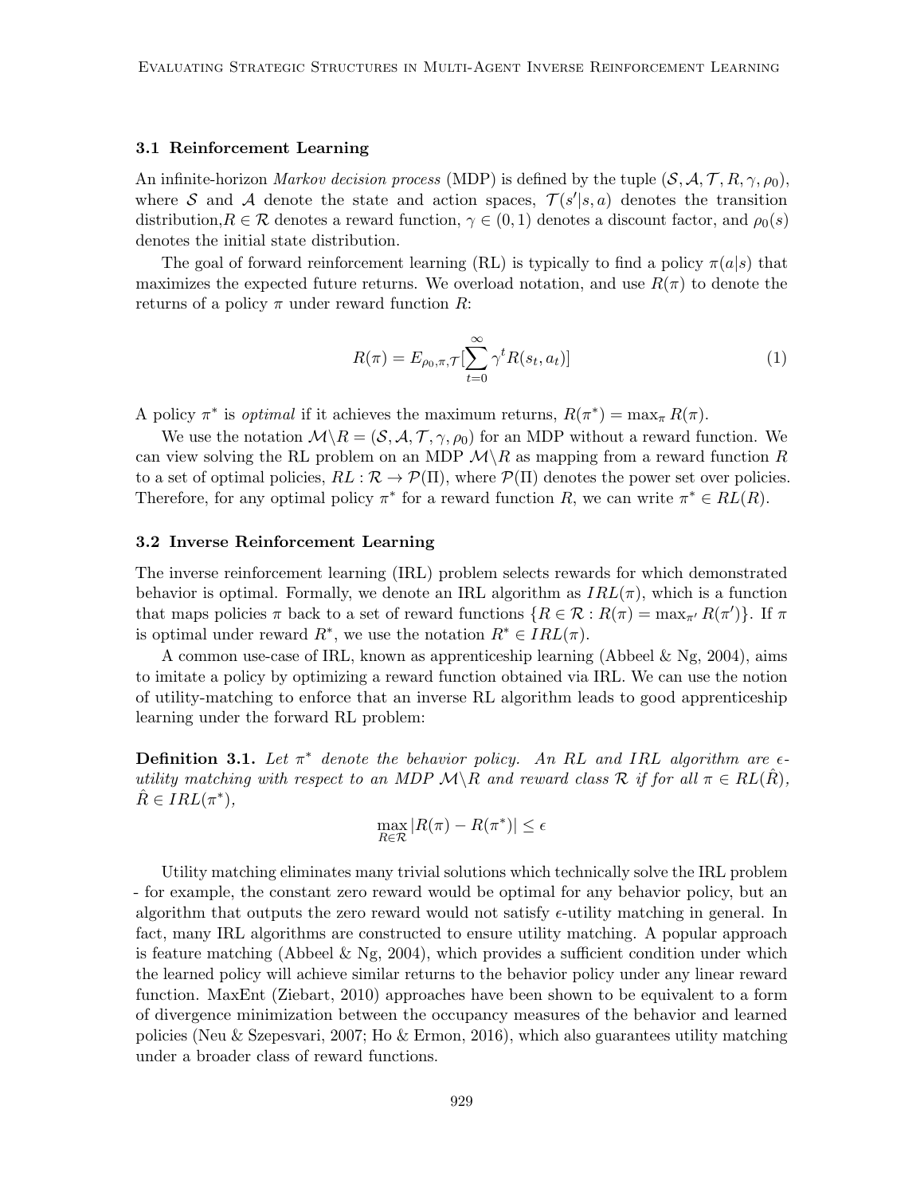### 3.1 Reinforcement Learning

An infinite-horizon *Markov decision process* (MDP) is defined by the tuple $(\mathcal{S}, \mathcal{A}, \mathcal{T}, R, \gamma, \rho_0)$, where $\mathcal{S}$ and $\mathcal{A}$ denote the state and action spaces, $\mathcal{T}(s'|s,a)$ denotes the transition distribution,$R \in \mathcal{R}$ denotes a reward function, $\gamma \in (0,1)$ denotes a discount factor, and $\rho_0(s)$ denotes the initial state distribution.

The goal of forward reinforcement learning (RL) is typically to find a policy $\pi(a|s)$ that maximizes the expected future returns. We overload notation, and use $R(\pi)$ to denote the returns of a policy $\pi$ under reward function $R$:

$$R(\pi) = E_{\rho_0, \pi, \mathcal{T}}[\sum_{t=0}^{\infty} \gamma^t R(s_t, a_t)] \tag{1}$$

A policy $\pi^*$ is *optimal* if it achieves the maximum returns, $R(\pi^*) = \max_\pi R(\pi)$.

We use the notation $\mathcal{M}\backslash R = (\mathcal{S}, \mathcal{A}, \mathcal{T}, \gamma, \rho_0)$ for an MDP without a reward function. We can view solving the RL problem on an MDP $\mathcal{M}\backslash R$ as mapping from a reward function $R$ to a set of optimal policies, $RL : \mathcal{R} \rightarrow \mathcal{P}(\Pi)$, where $\mathcal{P}(\Pi)$ denotes the power set over policies. Therefore, for any optimal policy $\pi^*$ for a reward function $R$, we can write $\pi^* \in RL(R)$.

### 3.2 Inverse Reinforcement Learning

The inverse reinforcement learning (IRL) problem selects rewards for which demonstrated behavior is optimal. Formally, we denote an IRL algorithm as $IRL(\pi)$, which is a function that maps policies $\pi$ back to a set of reward functions $\{R \in \mathcal{R} : R(\pi) = \max_{\pi'} R(\pi')\}$. If $\pi$ is optimal under reward $R^*$, we use the notation $R^* \in IRL(\pi)$.

A common use-case of IRL, known as apprenticeship learning (Abbeel & Ng, 2004), aims to imitate a policy by optimizing a reward function obtained via IRL. We can use the notion of utility-matching to enforce that an inverse RL algorithm leads to good apprenticeship learning under the forward RL problem:

**Definition 3.1.** *Let $\pi^*$ denote the behavior policy. An RL and IRL algorithm are $\epsilon$-utility matching with respect to an MDP $\mathcal{M}\backslash R$ and reward class $\mathcal{R}$ if for all $\pi \in RL(\hat{R})$, $\hat{R} \in IRL(\pi^*)$,*

$$\max_{R \in \mathcal{R}} |R(\pi) - R(\pi^*)| \leq \epsilon$$

Utility matching eliminates many trivial solutions which technically solve the IRL problem - for example, the constant zero reward would be optimal for any behavior policy, but an algorithm that outputs the zero reward would not satisfy $\epsilon$-utility matching in general. In fact, many IRL algorithms are constructed to ensure utility matching. A popular approach is feature matching (Abbeel & Ng, 2004), which provides a sufficient condition under which the learned policy will achieve similar returns to the behavior policy under any linear reward function. MaxEnt (Ziebart, 2010) approaches have been shown to be equivalent to a form of divergence minimization between the occupancy measures of the behavior and learned policies (Neu & Szepesvari, 2007; Ho & Ermon, 2016), which also guarantees utility matching under a broader class of reward functions.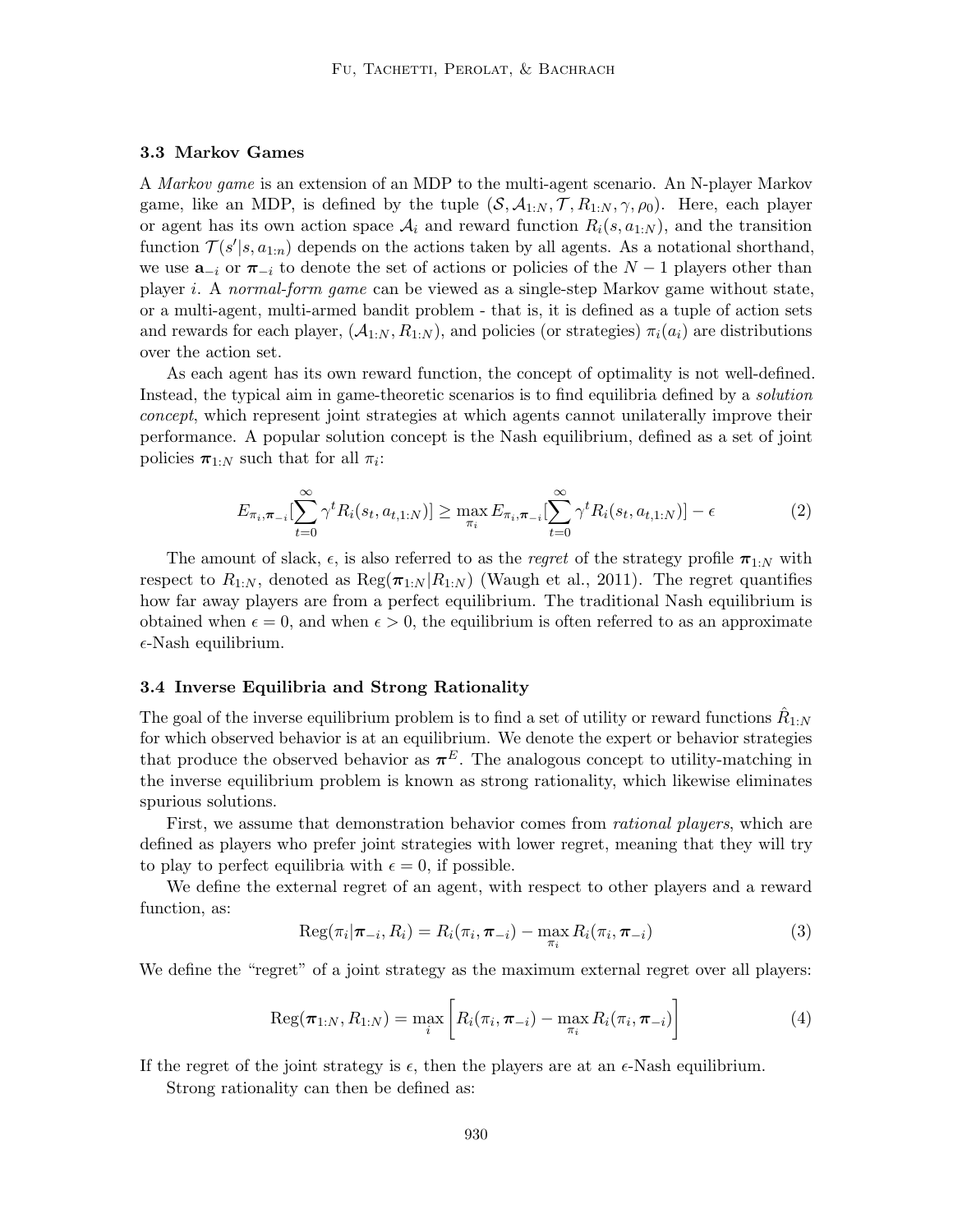### 3.3 Markov Games

A *Markov game* is an extension of an MDP to the multi-agent scenario. An N-player Markov game, like an MDP, is defined by the tuple $(\mathcal{S}, \mathcal{A}_{1:N}, \mathcal{T}, R_{1:N}, \gamma, \rho_0)$. Here, each player or agent has its own action space $\mathcal{A}_i$ and reward function $R_i(s, a_{1:N})$, and the transition function $\mathcal{T}(s'|s, a_{1:n})$ depends on the actions taken by all agents. As a notational shorthand, we use $\mathbf{a}_{-i}$ or $\boldsymbol{\pi}_{-i}$ to denote the set of actions or policies of the $N-1$ players other than player $i$. A *normal-form game* can be viewed as a single-step Markov game without state, or a multi-agent, multi-armed bandit problem - that is, it is defined as a tuple of action sets and rewards for each player, $(\mathcal{A}_{1:N}, R_{1:N})$, and policies (or strategies) $\pi_i(a_i)$ are distributions over the action set.

As each agent has its own reward function, the concept of optimality is not well-defined. Instead, the typical aim in game-theoretic scenarios is to find equilibria defined by a *solution concept*, which represent joint strategies at which agents cannot unilaterally improve their performance. A popular solution concept is the Nash equilibrium, defined as a set of joint policies $\boldsymbol{\pi}_{1:N}$ such that for all $\pi_i$:

$$E_{\pi_i, \boldsymbol{\pi}_{-i}}[\sum_{t=0}^{\infty} \gamma^t R_i(s_t, a_{t,1:N})] \geq \max_{\pi_i} E_{\pi_i, \boldsymbol{\pi}_{-i}}[\sum_{t=0}^{\infty} \gamma^t R_i(s_t, a_{t,1:N})] - \epsilon \tag{2}$$

The amount of slack, $\epsilon$, is also referred to as the *regret* of the strategy profile $\boldsymbol{\pi}_{1:N}$ with respect to $R_{1:N}$, denoted as $\text{Reg}(\boldsymbol{\pi}_{1:N}|R_{1:N})$ (Waugh et al., 2011). The regret quantifies how far away players are from a perfect equilibrium. The traditional Nash equilibrium is obtained when $\epsilon = 0$, and when $\epsilon > 0$, the equilibrium is often referred to as an approximate $\epsilon$-Nash equilibrium.

### 3.4 Inverse Equilibria and Strong Rationality

The goal of the inverse equilibrium problem is to find a set of utility or reward functions $\hat{R}_{1:N}$ for which observed behavior is at an equilibrium. We denote the expert or behavior strategies that produce the observed behavior as $\boldsymbol{\pi}^E$. The analogous concept to utility-matching in the inverse equilibrium problem is known as strong rationality, which likewise eliminates spurious solutions.

First, we assume that demonstration behavior comes from *rational players*, which are defined as players who prefer joint strategies with lower regret, meaning that they will try to play to perfect equilibria with $\epsilon = 0$, if possible.

We define the external regret of an agent, with respect to other players and a reward function, as:

$$\text{Reg}(\pi_i|\boldsymbol{\pi}_{-i}, R_i) = R_i(\pi_i, \boldsymbol{\pi}_{-i}) - \max_{\pi_i} R_i(\pi_i, \boldsymbol{\pi}_{-i}) \tag{3}$$

We define the "regret" of a joint strategy as the maximum external regret over all players:

$$\text{Reg}(\boldsymbol{\pi}_{1:N}, R_{1:N}) = \max_i \left[ R_i(\pi_i, \boldsymbol{\pi}_{-i}) - \max_{\pi_i} R_i(\pi_i, \boldsymbol{\pi}_{-i}) \right] \tag{4}$$

If the regret of the joint strategy is $\epsilon$, then the players are at an $\epsilon$-Nash equilibrium.

Strong rationality can then be defined as: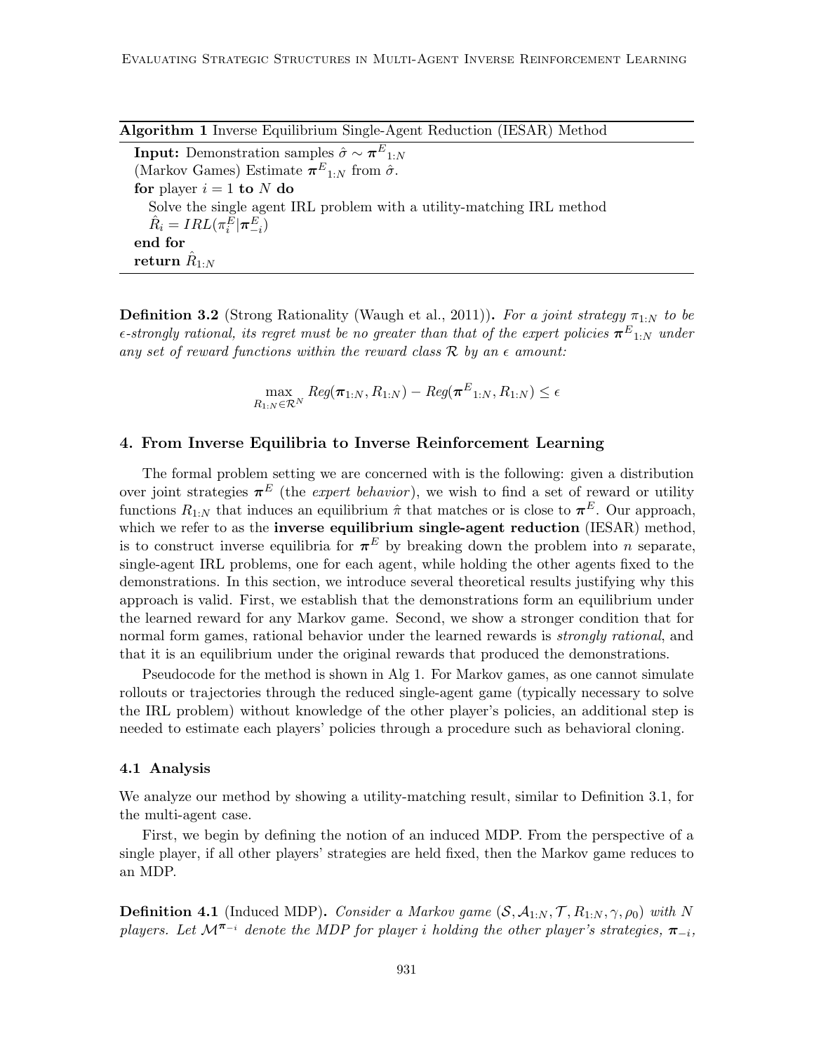**Algorithm 1** Inverse Equilibrium Single-Agent Reduction (IESAR) Method

**Input:** Demonstration samples $\hat{\sigma} \sim \boldsymbol{\pi}^{E}{}_{1:N}$
(Markov Games) Estimate $\boldsymbol{\pi}^{E}{}_{1:N}$ from $\hat{\sigma}$.
**for** player $i = 1$ **to** $N$ **do**
  Solve the single agent IRL problem with a utility-matching IRL method
  $\hat{R}_i = IRL(\pi_i^E | \boldsymbol{\pi}_{-i}^E)$
**end for**
**return** $\hat{R}_{1:N}$

**Definition 3.2** (Strong Rationality (Waugh et al., 2011)). *For a joint strategy $\pi_{1:N}$ to be $\epsilon$-strongly rational, its regret must be no greater than that of the expert policies $\boldsymbol{\pi}^{E}{}_{1:N}$ under any set of reward functions within the reward class $\mathcal{R}$ by an $\epsilon$ amount:*

$$\max_{R_{1:N} \in \mathcal{R}^N} Reg(\boldsymbol{\pi}_{1:N}, R_{1:N}) - Reg(\boldsymbol{\pi}^{E}{}_{1:N}, R_{1:N}) \leq \epsilon$$

## 4. From Inverse Equilibria to Inverse Reinforcement Learning

The formal problem setting we are concerned with is the following: given a distribution over joint strategies $\boldsymbol{\pi}^E$ (the *expert behavior*), we wish to find a set of reward or utility functions $R_{1:N}$ that induces an equilibrium $\hat{\pi}$ that matches or is close to $\boldsymbol{\pi}^E$. Our approach, which we refer to as the **inverse equilibrium single-agent reduction** (IESAR) method, is to construct inverse equilibria for $\boldsymbol{\pi}^E$ by breaking down the problem into $n$ separate, single-agent IRL problems, one for each agent, while holding the other agents fixed to the demonstrations. In this section, we introduce several theoretical results justifying why this approach is valid. First, we establish that the demonstrations form an equilibrium under the learned reward for any Markov game. Second, we show a stronger condition that for normal form games, rational behavior under the learned rewards is *strongly rational*, and that it is an equilibrium under the original rewards that produced the demonstrations.

Pseudocode for the method is shown in Alg 1. For Markov games, as one cannot simulate rollouts or trajectories through the reduced single-agent game (typically necessary to solve the IRL problem) without knowledge of the other player's policies, an additional step is needed to estimate each players' policies through a procedure such as behavioral cloning.

### 4.1 Analysis

We analyze our method by showing a utility-matching result, similar to Definition 3.1, for the multi-agent case.

First, we begin by defining the notion of an induced MDP. From the perspective of a single player, if all other players' strategies are held fixed, then the Markov game reduces to an MDP.

**Definition 4.1** (Induced MDP). *Consider a Markov game $(\mathcal{S}, \mathcal{A}_{1:N}, \mathcal{T}, R_{1:N}, \gamma, \rho_0)$ with $N$ players. Let $\mathcal{M}^{\boldsymbol{\pi}_{-i}}$ denote the MDP for player $i$ holding the other player's strategies, $\boldsymbol{\pi}_{-i}$,*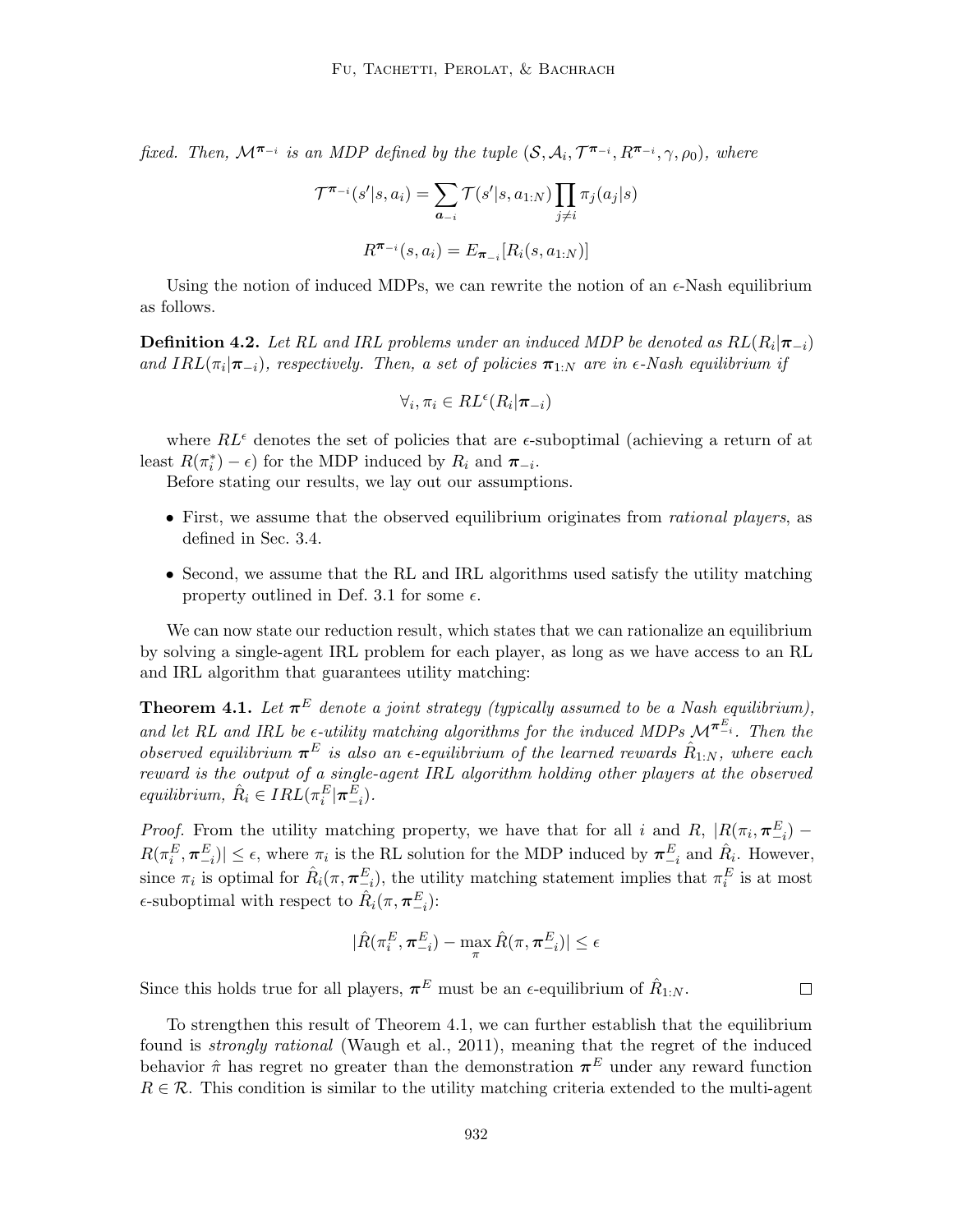*fixed. Then, $\mathcal{M}^{\boldsymbol{\pi}_{-i}}$ is an MDP defined by the tuple $(\mathcal{S}, \mathcal{A}_i, \mathcal{T}^{\boldsymbol{\pi}_{-i}}, R^{\boldsymbol{\pi}_{-i}}, \gamma, \rho_0)$, where*

$$\mathcal{T}^{\boldsymbol{\pi}_{-i}}(s'|s, a_i) = \sum_{\boldsymbol{a}_{-i}} \mathcal{T}(s'|s, a_{1:N}) \prod_{j \neq i} \pi_j(a_j|s)$$

$$R^{\boldsymbol{\pi}_{-i}}(s, a_i) = E_{\boldsymbol{\pi}_{-i}}[R_i(s, a_{1:N})]$$

Using the notion of induced MDPs, we can rewrite the notion of an $\epsilon$-Nash equilibrium as follows.

**Definition 4.2.** *Let RL and IRL problems under an induced MDP be denoted as $RL(R_i|\boldsymbol{\pi}_{-i})$ and $IRL(\pi_i|\boldsymbol{\pi}_{-i})$, respectively. Then, a set of policies $\boldsymbol{\pi}_{1:N}$ are in $\epsilon$-Nash equilibrium if*

$$\forall_i, \pi_i \in RL^\epsilon(R_i|\boldsymbol{\pi}_{-i})$$

where $RL^\epsilon$ denotes the set of policies that are $\epsilon$-suboptimal (achieving a return of at least $R(\pi_i^*) - \epsilon$) for the MDP induced by $R_i$ and $\boldsymbol{\pi}_{-i}$.

Before stating our results, we lay out our assumptions.

- First, we assume that the observed equilibrium originates from *rational players*, as defined in Sec. 3.4.
- Second, we assume that the RL and IRL algorithms used satisfy the utility matching property outlined in Def. 3.1 for some $\epsilon$.

We can now state our reduction result, which states that we can rationalize an equilibrium by solving a single-agent IRL problem for each player, as long as we have access to an RL and IRL algorithm that guarantees utility matching:

**Theorem 4.1.** *Let $\boldsymbol{\pi}^E$ denote a joint strategy (typically assumed to be a Nash equilibrium), and let RL and IRL be $\epsilon$-utility matching algorithms for the induced MDPs $\mathcal{M}^{\boldsymbol{\pi}^E_{-i}}$. Then the observed equilibrium $\boldsymbol{\pi}^E$ is also an $\epsilon$-equilibrium of the learned rewards $\hat{R}_{1:N}$, where each reward is the output of a single-agent IRL algorithm holding other players at the observed equilibrium, $\hat{R}_i \in IRL(\pi_i^E|\boldsymbol{\pi}_{-i}^E)$.*

*Proof.* From the utility matching property, we have that for all $i$ and $R$, $|R(\pi_i, \boldsymbol{\pi}_{-i}^E) - R(\pi_i^E, \boldsymbol{\pi}_{-i}^E)| \leq \epsilon$, where $\pi_i$ is the RL solution for the MDP induced by $\boldsymbol{\pi}_{-i}^E$ and $\hat{R}_i$. However, since $\pi_i$ is optimal for $\hat{R}_i(\pi, \boldsymbol{\pi}_{-i}^E)$, the utility matching statement implies that $\pi_i^E$ is at most $\epsilon$-suboptimal with respect to $\hat{R}_i(\pi, \boldsymbol{\pi}_{-i}^E)$:

$$|\hat{R}(\pi_i^E, \boldsymbol{\pi}_{-i}^E) - \max_\pi \hat{R}(\pi, \boldsymbol{\pi}_{-i}^E)| \leq \epsilon$$

Since this holds true for all players, $\boldsymbol{\pi}^E$ must be an $\epsilon$-equilibrium of $\hat{R}_{1:N}$. $\square$

To strengthen this result of Theorem 4.1, we can further establish that the equilibrium found is *strongly rational* (Waugh et al., 2011), meaning that the regret of the induced behavior $\hat{\pi}$ has regret no greater than the demonstration $\boldsymbol{\pi}^E$ under any reward function $R \in \mathcal{R}$. This condition is similar to the utility matching criteria extended to the multi-agent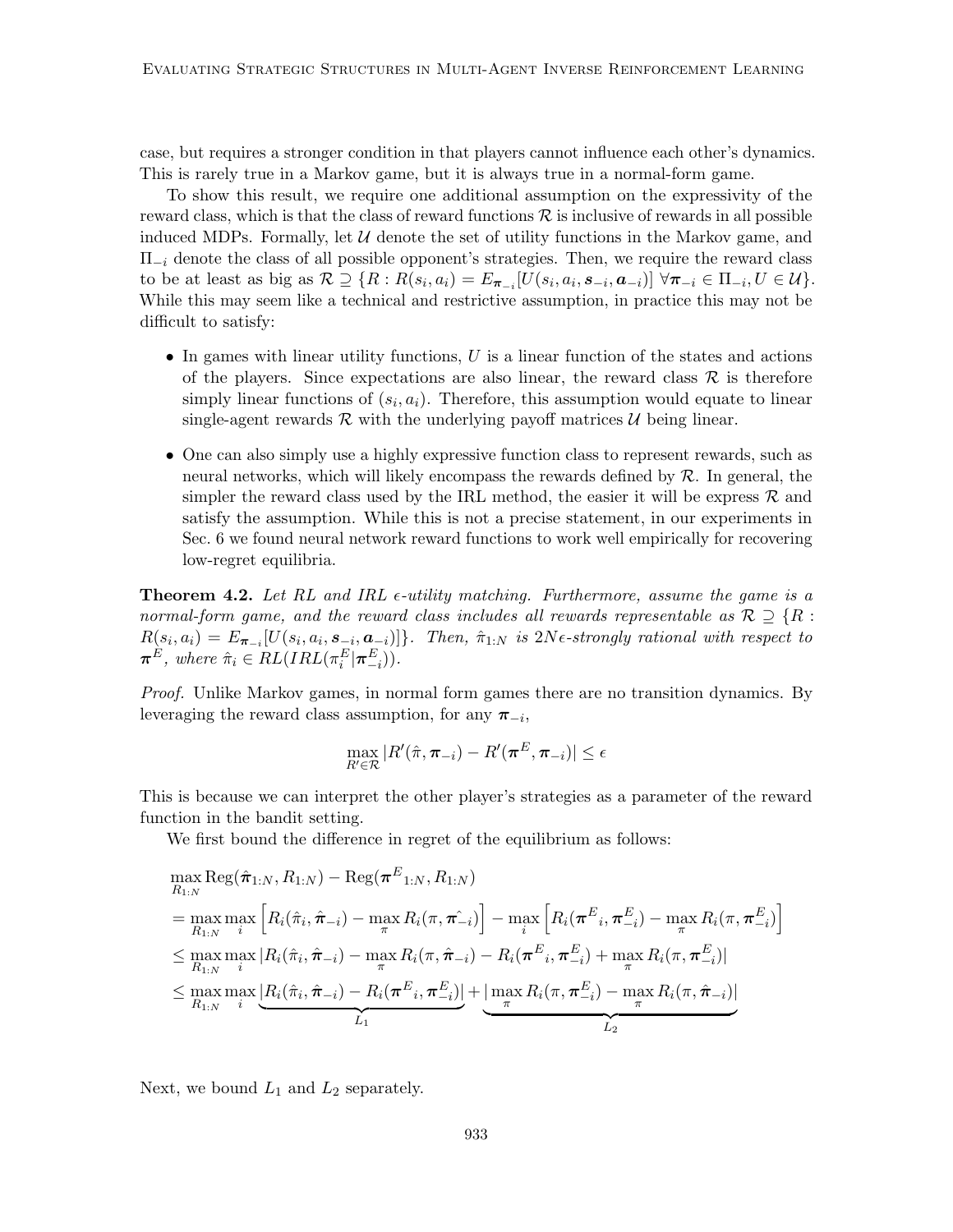case, but requires a stronger condition in that players cannot influence each other's dynamics. This is rarely true in a Markov game, but it is always true in a normal-form game.

To show this result, we require one additional assumption on the expressivity of the reward class, which is that the class of reward functions $\mathcal{R}$ is inclusive of rewards in all possible induced MDPs. Formally, let $\mathcal{U}$ denote the set of utility functions in the Markov game, and $\Pi_{-i}$ denote the class of all possible opponent's strategies. Then, we require the reward class to be at least as big as $\mathcal{R} \supseteq \{R : R(s_i, a_i) = E_{\boldsymbol{\pi}_{-i}}[U(s_i, a_i, \boldsymbol{s}_{-i}, \boldsymbol{a}_{-i})] \; \forall \boldsymbol{\pi}_{-i} \in \Pi_{-i}, U \in \mathcal{U}\}$. While this may seem like a technical and restrictive assumption, in practice this may not be difficult to satisfy:

- In games with linear utility functions, $U$ is a linear function of the states and actions of the players. Since expectations are also linear, the reward class $\mathcal{R}$ is therefore simply linear functions of $(s_i, a_i)$. Therefore, this assumption would equate to linear single-agent rewards $\mathcal{R}$ with the underlying payoff matrices $\mathcal{U}$ being linear.
- One can also simply use a highly expressive function class to represent rewards, such as neural networks, which will likely encompass the rewards defined by $\mathcal{R}$. In general, the simpler the reward class used by the IRL method, the easier it will be express $\mathcal{R}$ and satisfy the assumption. While this is not a precise statement, in our experiments in Sec. 6 we found neural network reward functions to work well empirically for recovering low-regret equilibria.

**Theorem 4.2.** *Let RL and IRL $\epsilon$-utility matching. Furthermore, assume the game is a normal-form game, and the reward class includes all rewards representable as $\mathcal{R} \supseteq \{R : R(s_i, a_i) = E_{\boldsymbol{\pi}_{-i}}[U(s_i, a_i, \boldsymbol{s}_{-i}, \boldsymbol{a}_{-i})]\}$. Then, $\hat{\pi}_{1:N}$ is $2N\epsilon$-strongly rational with respect to $\boldsymbol{\pi}^E$, where $\hat{\pi}_i \in RL(IRL(\pi_i^E | \boldsymbol{\pi}_{-i}^E))$.*

*Proof.* Unlike Markov games, in normal form games there are no transition dynamics. By leveraging the reward class assumption, for any $\boldsymbol{\pi}_{-i}$,

$$\max_{R' \in \mathcal{R}} |R'(\hat{\pi}, \boldsymbol{\pi}_{-i}) - R'(\boldsymbol{\pi}^E, \boldsymbol{\pi}_{-i})| \leq \epsilon$$

This is because we can interpret the other player's strategies as a parameter of the reward function in the bandit setting.

We first bound the difference in regret of the equilibrium as follows:

$$\begin{aligned}
&\max_{R_{1:N}} \mathrm{Reg}(\hat{\boldsymbol{\pi}}_{1:N}, R_{1:N}) - \mathrm{Reg}({\boldsymbol{\pi}^E}_{1:N}, R_{1:N}) \\
&= \max_{R_{1:N}} \max_i \left[ R_i(\hat{\pi}_i, \hat{\boldsymbol{\pi}}_{-i}) - \max_\pi R_i(\pi, \hat{\boldsymbol{\pi}}_{-i}) \right] - \max_i \left[ R_i({\boldsymbol{\pi}^E}_i, \boldsymbol{\pi}_{-i}^E) - \max_\pi R_i(\pi, \boldsymbol{\pi}_{-i}^E) \right] \\
&\leq \max_{R_{1:N}} \max_i |R_i(\hat{\pi}_i, \hat{\boldsymbol{\pi}}_{-i}) - \max_\pi R_i(\pi, \hat{\boldsymbol{\pi}}_{-i}) - R_i({\boldsymbol{\pi}^E}_i, \boldsymbol{\pi}_{-i}^E) + \max_\pi R_i(\pi, \boldsymbol{\pi}_{-i}^E)| \\
&\leq \max_{R_{1:N}} \max_i \underbrace{|R_i(\hat{\pi}_i, \hat{\boldsymbol{\pi}}_{-i}) - R_i({\boldsymbol{\pi}^E}_i, \boldsymbol{\pi}_{-i}^E)|}_{L_1} + \underbrace{|\max_\pi R_i(\pi, \boldsymbol{\pi}_{-i}^E) - \max_\pi R_i(\pi, \hat{\boldsymbol{\pi}}_{-i})|}_{L_2}
\end{aligned}$$

Next, we bound $L_1$ and $L_2$ separately.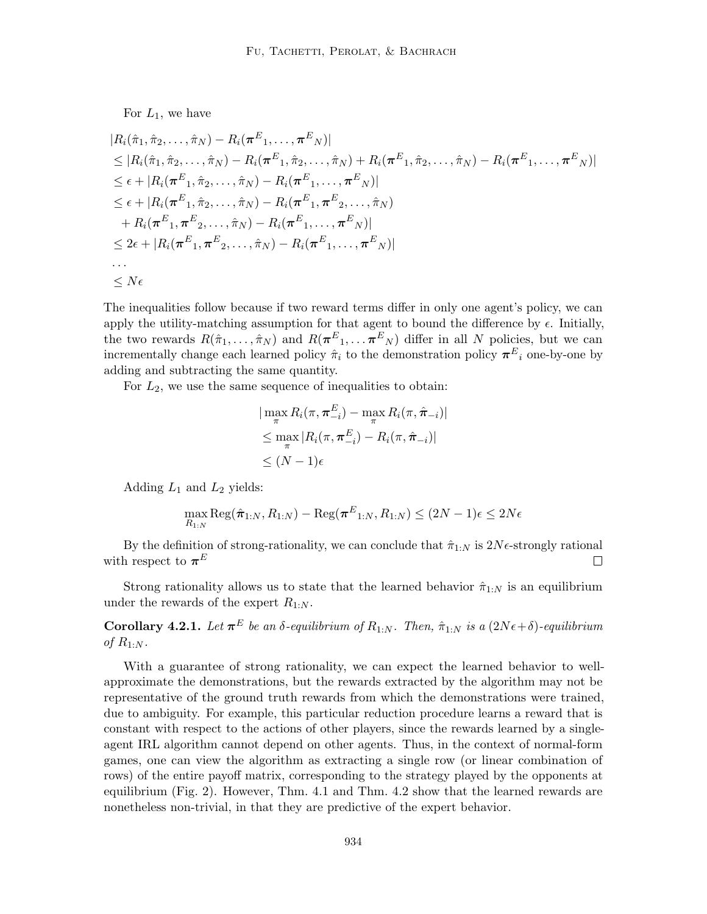For $L_1$, we have

$$
\begin{aligned}
&|R_i(\hat{\pi}_1, \hat{\pi}_2, \dots, \hat{\pi}_N) - R_i(\boldsymbol{\pi}^E{}_1, \dots, \boldsymbol{\pi}^E{}_N)| \\
&\leq |R_i(\hat{\pi}_1, \hat{\pi}_2, \dots, \hat{\pi}_N) - R_i(\boldsymbol{\pi}^E{}_1, \hat{\pi}_2, \dots, \hat{\pi}_N) + R_i(\boldsymbol{\pi}^E{}_1, \hat{\pi}_2, \dots, \hat{\pi}_N) - R_i(\boldsymbol{\pi}^E{}_1, \dots, \boldsymbol{\pi}^E{}_N)| \\
&\leq \epsilon + |R_i(\boldsymbol{\pi}^E{}_1, \hat{\pi}_2, \dots, \hat{\pi}_N) - R_i(\boldsymbol{\pi}^E{}_1, \dots, \boldsymbol{\pi}^E{}_N)| \\
&\leq \epsilon + |R_i(\boldsymbol{\pi}^E{}_1, \hat{\pi}_2, \dots, \hat{\pi}_N) - R_i(\boldsymbol{\pi}^E{}_1, \boldsymbol{\pi}^E{}_2, \dots, \hat{\pi}_N) \\
&\quad + R_i(\boldsymbol{\pi}^E{}_1, \boldsymbol{\pi}^E{}_2, \dots, \hat{\pi}_N) - R_i(\boldsymbol{\pi}^E{}_1, \dots, \boldsymbol{\pi}^E{}_N)| \\
&\leq 2\epsilon + |R_i(\boldsymbol{\pi}^E{}_1, \boldsymbol{\pi}^E{}_2, \dots, \hat{\pi}_N) - R_i(\boldsymbol{\pi}^E{}_1, \dots, \boldsymbol{\pi}^E{}_N)| \\
&\dots \\
&\leq N\epsilon
\end{aligned}
$$

The inequalities follow because if two reward terms differ in only one agent's policy, we can apply the utility-matching assumption for that agent to bound the difference by $\epsilon$. Initially, the two rewards $R(\hat{\pi}_1, \dots, \hat{\pi}_N)$ and $R(\boldsymbol{\pi}^E{}_1, \dots \boldsymbol{\pi}^E{}_N)$ differ in all $N$ policies, but we can incrementally change each learned policy $\hat{\pi}_i$ to the demonstration policy $\boldsymbol{\pi}^E{}_i$ one-by-one by adding and subtracting the same quantity.

For $L_2$, we use the same sequence of inequalities to obtain:

$$
\begin{aligned}
&|\max_\pi R_i(\pi, \boldsymbol{\pi}^E_{-i}) - \max_\pi R_i(\pi, \hat{\boldsymbol{\pi}}_{-i})| \\
&\leq \max_\pi |R_i(\pi, \boldsymbol{\pi}^E_{-i}) - R_i(\pi, \hat{\boldsymbol{\pi}}_{-i})| \\
&\leq (N-1)\epsilon
\end{aligned}
$$

Adding $L_1$ and $L_2$ yields:

$$
\max_{R_{1:N}} \mathrm{Reg}(\hat{\boldsymbol{\pi}}_{1:N}, R_{1:N}) - \mathrm{Reg}(\boldsymbol{\pi}^E{}_{1:N}, R_{1:N}) \leq (2N-1)\epsilon \leq 2N\epsilon
$$

By the definition of strong-rationality, we can conclude that $\hat{\pi}_{1:N}$ is $2N\epsilon$-strongly rational with respect to $\boldsymbol{\pi}^E$ □

Strong rationality allows us to state that the learned behavior $\hat{\pi}_{1:N}$ is an equilibrium under the rewards of the expert $R_{1:N}$.

**Corollary 4.2.1.** *Let $\boldsymbol{\pi}^E$ be an $\delta$-equilibrium of $R_{1:N}$. Then, $\hat{\pi}_{1:N}$ is a $(2N\epsilon+\delta)$-equilibrium of $R_{1:N}$.*

With a guarantee of strong rationality, we can expect the learned behavior to well-approximate the demonstrations, but the rewards extracted by the algorithm may not be representative of the ground truth rewards from which the demonstrations were trained, due to ambiguity. For example, this particular reduction procedure learns a reward that is constant with respect to the actions of other players, since the rewards learned by a single-agent IRL algorithm cannot depend on other agents. Thus, in the context of normal-form games, one can view the algorithm as extracting a single row (or linear combination of rows) of the entire payoff matrix, corresponding to the strategy played by the opponents at equilibrium (Fig. 2). However, Thm. 4.1 and Thm. 4.2 show that the learned rewards are nonetheless non-trivial, in that they are predictive of the expert behavior.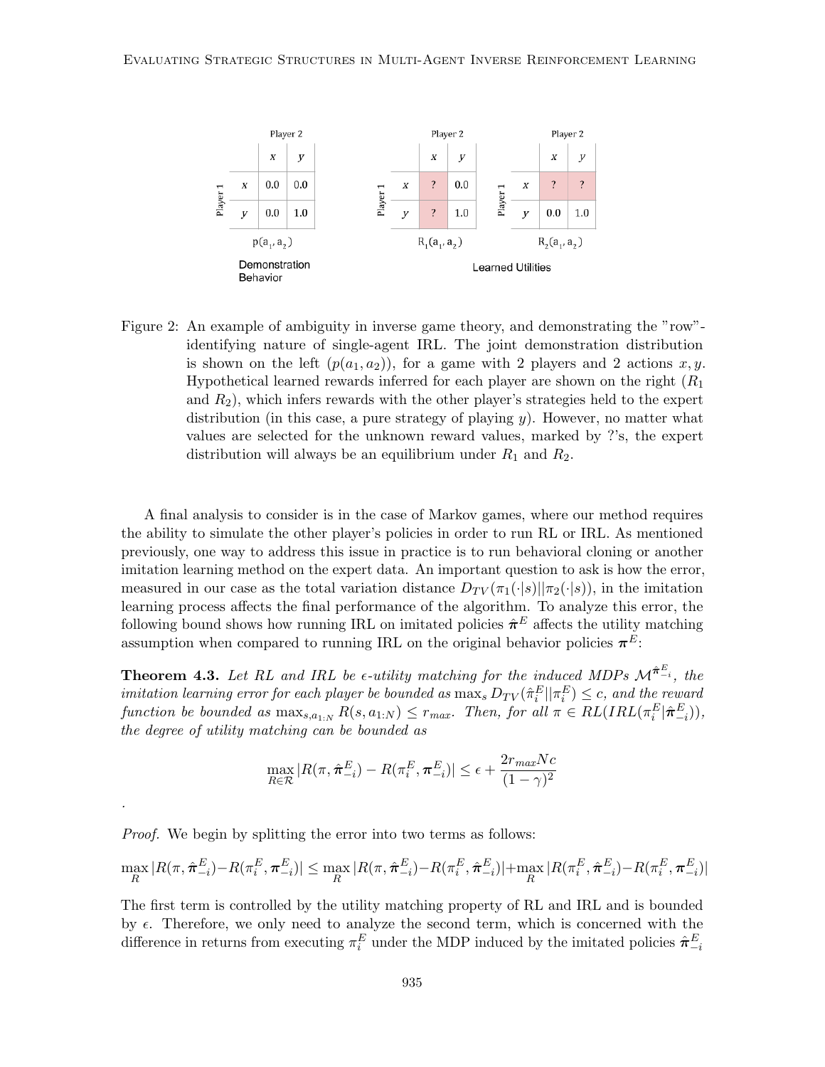| | Player 2 | |
|---|---|---|
| Player 1 | $x$ | $y$ |
| $x$ | 0.0 | 0.0 |
| $y$ | 0.0 | 1.0 |

$p(a_1, a_2)$

Demonstration Behavior

| | Player 2 | |
|---|---|---|
| Player 1 | $x$ | $y$ |
| $x$ | ? | 0.0 |
| $y$ | ? | 1.0 |

$R_1(a_1, a_2)$

| | Player 2 | |
|---|---|---|
| Player 1 | $x$ | $y$ |
| $x$ | ? | ? |
| $y$ | 0.0 | 1.0 |

$R_2(a_1, a_2)$

Learned Utilities

Figure 2: An example of ambiguity in inverse game theory, and demonstrating the "row"-identifying nature of single-agent IRL. The joint demonstration distribution is shown on the left ($p(a_1, a_2)$), for a game with 2 players and 2 actions $x, y$. Hypothetical learned rewards inferred for each player are shown on the right ($R_1$ and $R_2$), which infers rewards with the other player's strategies held to the expert distribution (in this case, a pure strategy of playing $y$). However, no matter what values are selected for the unknown reward values, marked by ?'s, the expert distribution will always be an equilibrium under $R_1$ and $R_2$.

A final analysis to consider is in the case of Markov games, where our method requires the ability to simulate the other player's policies in order to run RL or IRL. As mentioned previously, one way to address this issue in practice is to run behavioral cloning or another imitation learning method on the expert data. An important question to ask is how the error, measured in our case as the total variation distance $D_{TV}(\pi_1(\cdot|s)||\pi_2(\cdot|s))$, in the imitation learning process affects the final performance of the algorithm. To analyze this error, the following bound shows how running IRL on imitated policies $\hat{\boldsymbol{\pi}}^E$ affects the utility matching assumption when compared to running IRL on the original behavior policies $\boldsymbol{\pi}^E$:

**Theorem 4.3.** *Let RL and IRL be $\epsilon$-utility matching for the induced MDPs $\mathcal{M}^{\hat{\boldsymbol{\pi}}^E_{-i}}$, the imitation learning error for each player be bounded as $\max_s D_{TV}(\hat{\pi}^E_i||\pi^E_i) \leq c$, and the reward function be bounded as $\max_{s,a_{1:N}} R(s, a_{1:N}) \leq r_{max}$. Then, for all $\pi \in RL(IRL(\pi^E_i|\hat{\boldsymbol{\pi}}^E_{-i}))$, the degree of utility matching can be bounded as*

$$\max_{R\in\mathcal{R}} |R(\pi, \hat{\boldsymbol{\pi}}^E_{-i}) - R(\pi^E_i, \boldsymbol{\pi}^E_{-i})| \leq \epsilon + \frac{2r_{max}Nc}{(1-\gamma)^2}$$

.

*Proof.* We begin by splitting the error into two terms as follows:

$$\max_R |R(\pi, \hat{\boldsymbol{\pi}}^E_{-i}) - R(\pi^E_i, \boldsymbol{\pi}^E_{-i})| \leq \max_R |R(\pi, \hat{\boldsymbol{\pi}}^E_{-i}) - R(\pi^E_i, \hat{\boldsymbol{\pi}}^E_{-i})| + \max_R |R(\pi^E_i, \hat{\boldsymbol{\pi}}^E_{-i}) - R(\pi^E_i, \boldsymbol{\pi}^E_{-i})|$$

The first term is controlled by the utility matching property of RL and IRL and is bounded by $\epsilon$. Therefore, we only need to analyze the second term, which is concerned with the difference in returns from executing $\pi^E_i$ under the MDP induced by the imitated policies $\hat{\boldsymbol{\pi}}^E_{-i}$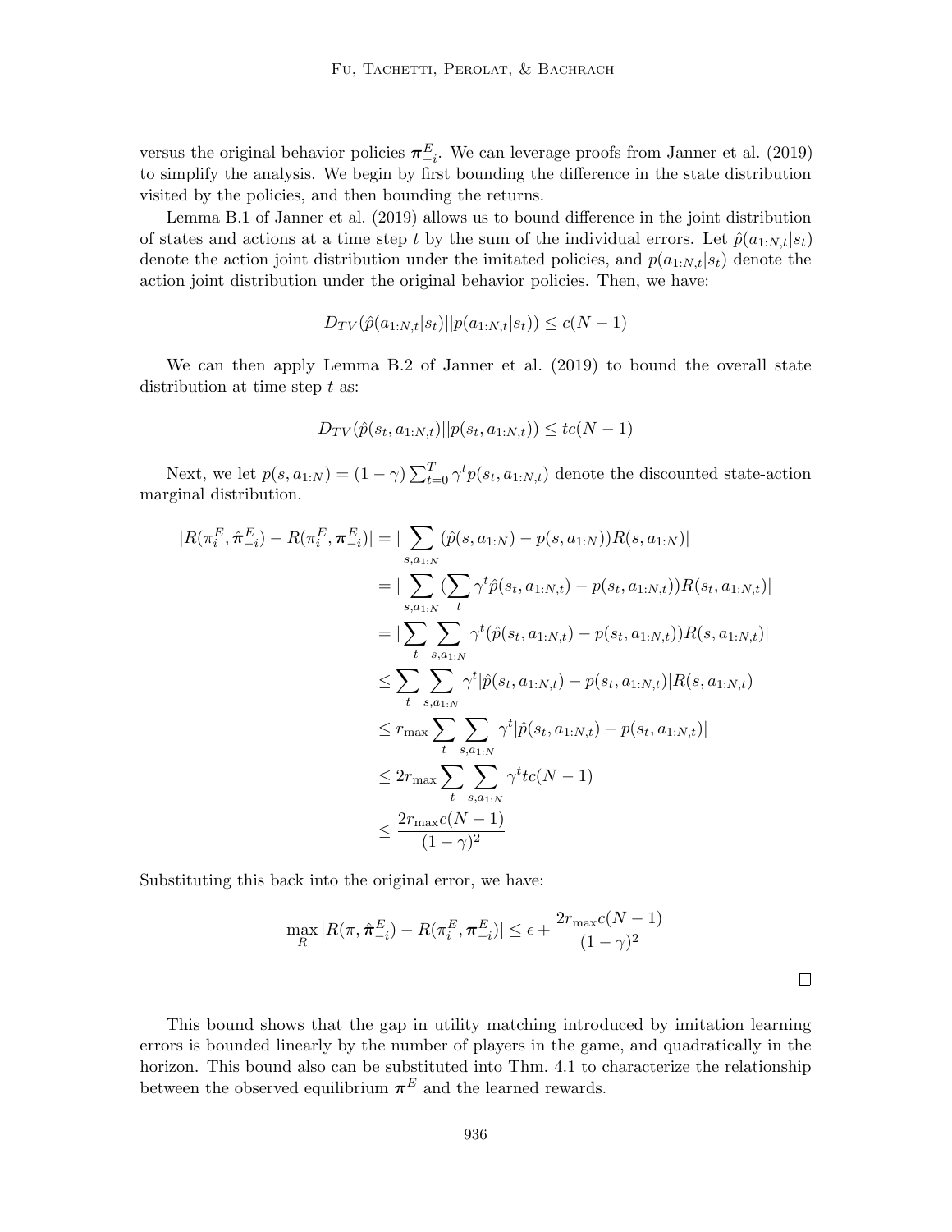versus the original behavior policies $\boldsymbol{\pi}^E_{-i}$. We can leverage proofs from Janner et al. (2019) to simplify the analysis. We begin by first bounding the difference in the state distribution visited by the policies, and then bounding the returns.

Lemma B.1 of Janner et al. (2019) allows us to bound difference in the joint distribution of states and actions at a time step $t$ by the sum of the individual errors. Let $\hat{p}(a_{1:N,t}|s_t)$ denote the action joint distribution under the imitated policies, and $p(a_{1:N,t}|s_t)$ denote the action joint distribution under the original behavior policies. Then, we have:

$$D_{TV}(\hat{p}(a_{1:N,t}|s_t)||p(a_{1:N,t}|s_t)) \leq c(N-1)$$

We can then apply Lemma B.2 of Janner et al. (2019) to bound the overall state distribution at time step $t$ as:

$$D_{TV}(\hat{p}(s_t, a_{1:N,t})||p(s_t, a_{1:N,t})) \leq tc(N-1)$$

Next, we let $p(s, a_{1:N}) = (1-\gamma)\sum_{t=0}^{T} \gamma^t p(s_t, a_{1:N,t})$ denote the discounted state-action marginal distribution.

$$\begin{aligned}
|R(\pi_i^E, \hat{\boldsymbol{\pi}}^E_{-i}) - R(\pi_i^E, \boldsymbol{\pi}^E_{-i})| &= |\sum_{s,a_{1:N}} (\hat{p}(s, a_{1:N}) - p(s, a_{1:N}))R(s, a_{1:N})| \\
&= |\sum_{s,a_{1:N}} (\sum_t \gamma^t \hat{p}(s_t, a_{1:N,t}) - p(s_t, a_{1:N,t}))R(s_t, a_{1:N,t})| \\
&= |\sum_t \sum_{s,a_{1:N}} \gamma^t (\hat{p}(s_t, a_{1:N,t}) - p(s_t, a_{1:N,t}))R(s, a_{1:N,t})| \\
&\leq \sum_t \sum_{s,a_{1:N}} \gamma^t |\hat{p}(s_t, a_{1:N,t}) - p(s_t, a_{1:N,t})| R(s, a_{1:N,t}) \\
&\leq r_{\max} \sum_t \sum_{s,a_{1:N}} \gamma^t |\hat{p}(s_t, a_{1:N,t}) - p(s_t, a_{1:N,t})| \\
&\leq 2r_{\max} \sum_t \sum_{s,a_{1:N}} \gamma^t tc(N-1) \\
&\leq \frac{2r_{\max}c(N-1)}{(1-\gamma)^2}
\end{aligned}$$

Substituting this back into the original error, we have:

$$\max_R |R(\pi, \hat{\boldsymbol{\pi}}^E_{-i}) - R(\pi_i^E, \boldsymbol{\pi}^E_{-i})| \leq \epsilon + \frac{2r_{\max}c(N-1)}{(1-\gamma)^2}$$

□

This bound shows that the gap in utility matching introduced by imitation learning errors is bounded linearly by the number of players in the game, and quadratically in the horizon. This bound also can be substituted into Thm. 4.1 to characterize the relationship between the observed equilibrium $\boldsymbol{\pi}^E$ and the learned rewards.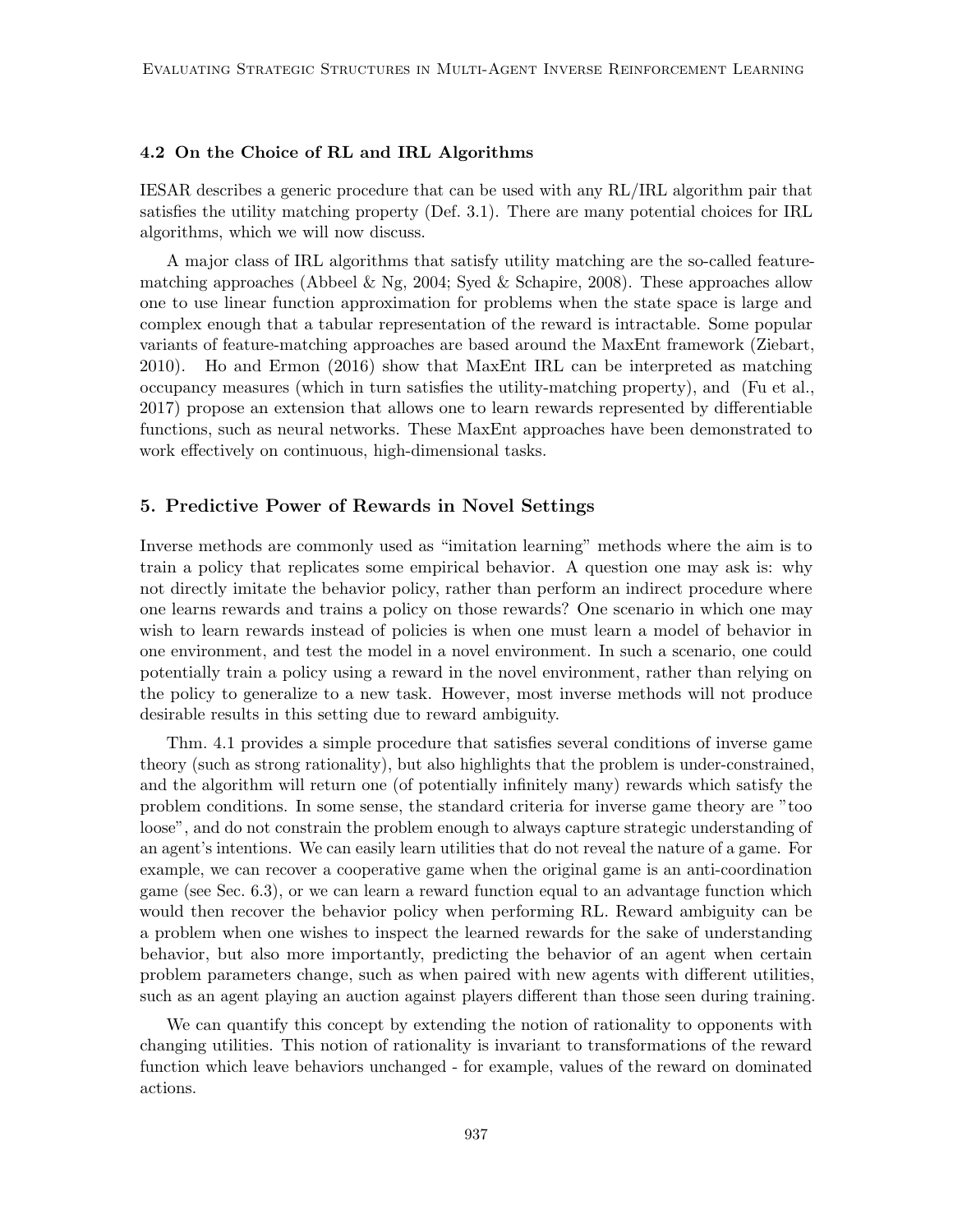### 4.2 On the Choice of RL and IRL Algorithms

IESAR describes a generic procedure that can be used with any RL/IRL algorithm pair that satisfies the utility matching property (Def. 3.1). There are many potential choices for IRL algorithms, which we will now discuss.

A major class of IRL algorithms that satisfy utility matching are the so-called feature-matching approaches (Abbeel & Ng, 2004; Syed & Schapire, 2008). These approaches allow one to use linear function approximation for problems when the state space is large and complex enough that a tabular representation of the reward is intractable. Some popular variants of feature-matching approaches are based around the MaxEnt framework (Ziebart, 2010). Ho and Ermon (2016) show that MaxEnt IRL can be interpreted as matching occupancy measures (which in turn satisfies the utility-matching property), and (Fu et al., 2017) propose an extension that allows one to learn rewards represented by differentiable functions, such as neural networks. These MaxEnt approaches have been demonstrated to work effectively on continuous, high-dimensional tasks.

## 5. Predictive Power of Rewards in Novel Settings

Inverse methods are commonly used as "imitation learning" methods where the aim is to train a policy that replicates some empirical behavior. A question one may ask is: why not directly imitate the behavior policy, rather than perform an indirect procedure where one learns rewards and trains a policy on those rewards? One scenario in which one may wish to learn rewards instead of policies is when one must learn a model of behavior in one environment, and test the model in a novel environment. In such a scenario, one could potentially train a policy using a reward in the novel environment, rather than relying on the policy to generalize to a new task. However, most inverse methods will not produce desirable results in this setting due to reward ambiguity.

Thm. 4.1 provides a simple procedure that satisfies several conditions of inverse game theory (such as strong rationality), but also highlights that the problem is under-constrained, and the algorithm will return one (of potentially infinitely many) rewards which satisfy the problem conditions. In some sense, the standard criteria for inverse game theory are "too loose", and do not constrain the problem enough to always capture strategic understanding of an agent's intentions. We can easily learn utilities that do not reveal the nature of a game. For example, we can recover a cooperative game when the original game is an anti-coordination game (see Sec. 6.3), or we can learn a reward function equal to an advantage function which would then recover the behavior policy when performing RL. Reward ambiguity can be a problem when one wishes to inspect the learned rewards for the sake of understanding behavior, but also more importantly, predicting the behavior of an agent when certain problem parameters change, such as when paired with new agents with different utilities, such as an agent playing an auction against players different than those seen during training.

We can quantify this concept by extending the notion of rationality to opponents with changing utilities. This notion of rationality is invariant to transformations of the reward function which leave behaviors unchanged - for example, values of the reward on dominated actions.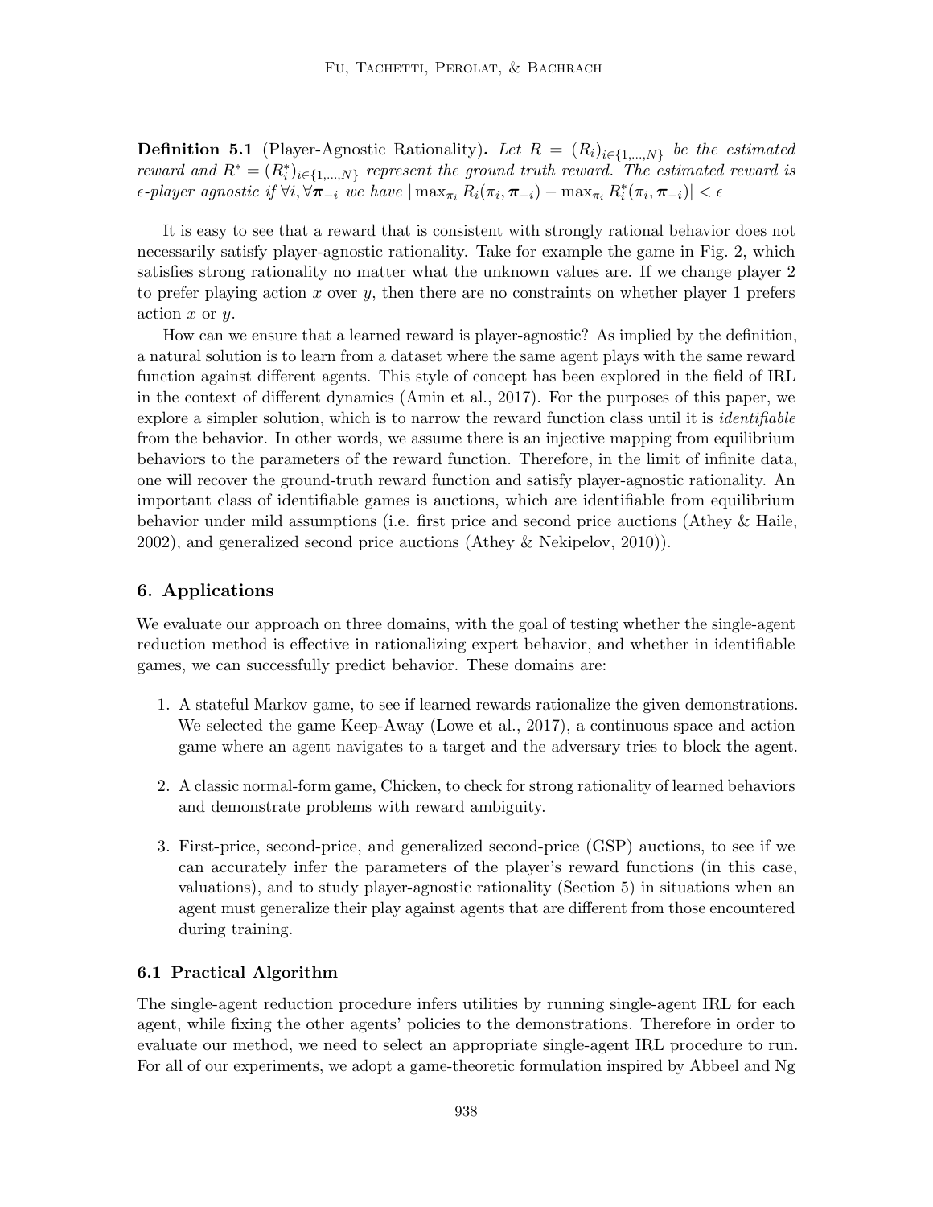**Definition 5.1** (Player-Agnostic Rationality)**.** *Let $R = (R_i)_{i\in\{1,\ldots,N\}}$ be the estimated reward and $R^* = (R_i^*)_{i\in\{1,\ldots,N\}}$ represent the ground truth reward. The estimated reward is $\epsilon$-player agnostic if $\forall i, \forall \boldsymbol{\pi}_{-i}$ we have $|\max_{\pi_i} R_i(\pi_i, \boldsymbol{\pi}_{-i}) - \max_{\pi_i} R_i^*(\pi_i, \boldsymbol{\pi}_{-i})| < \epsilon$*

It is easy to see that a reward that is consistent with strongly rational behavior does not necessarily satisfy player-agnostic rationality. Take for example the game in Fig. 2, which satisfies strong rationality no matter what the unknown values are. If we change player 2 to prefer playing action $x$ over $y$, then there are no constraints on whether player 1 prefers action $x$ or $y$.

How can we ensure that a learned reward is player-agnostic? As implied by the definition, a natural solution is to learn from a dataset where the same agent plays with the same reward function against different agents. This style of concept has been explored in the field of IRL in the context of different dynamics (Amin et al., 2017). For the purposes of this paper, we explore a simpler solution, which is to narrow the reward function class until it is *identifiable* from the behavior. In other words, we assume there is an injective mapping from equilibrium behaviors to the parameters of the reward function. Therefore, in the limit of infinite data, one will recover the ground-truth reward function and satisfy player-agnostic rationality. An important class of identifiable games is auctions, which are identifiable from equilibrium behavior under mild assumptions (i.e. first price and second price auctions (Athey & Haile, 2002), and generalized second price auctions (Athey & Nekipelov, 2010)).

## 6. Applications

We evaluate our approach on three domains, with the goal of testing whether the single-agent reduction method is effective in rationalizing expert behavior, and whether in identifiable games, we can successfully predict behavior. These domains are:

1. A stateful Markov game, to see if learned rewards rationalize the given demonstrations. We selected the game Keep-Away (Lowe et al., 2017), a continuous space and action game where an agent navigates to a target and the adversary tries to block the agent.
2. A classic normal-form game, Chicken, to check for strong rationality of learned behaviors and demonstrate problems with reward ambiguity.
3. First-price, second-price, and generalized second-price (GSP) auctions, to see if we can accurately infer the parameters of the player's reward functions (in this case, valuations), and to study player-agnostic rationality (Section 5) in situations when an agent must generalize their play against agents that are different from those encountered during training.

### 6.1 Practical Algorithm

The single-agent reduction procedure infers utilities by running single-agent IRL for each agent, while fixing the other agents' policies to the demonstrations. Therefore in order to evaluate our method, we need to select an appropriate single-agent IRL procedure to run. For all of our experiments, we adopt a game-theoretic formulation inspired by Abbeel and Ng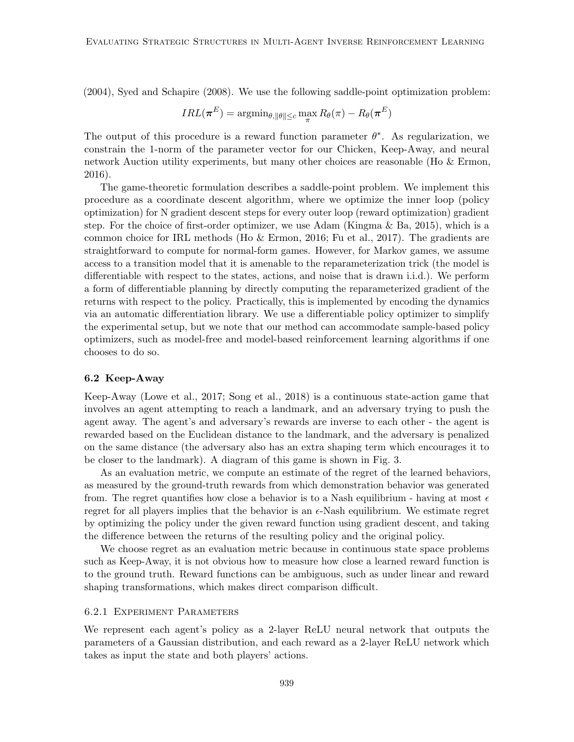(2004), Syed and Schapire (2008). We use the following saddle-point optimization problem:

$$IRL(\boldsymbol{\pi}^E) = \text{argmin}_{\theta, \|\theta\| \leq c} \max_{\pi} R_\theta(\pi) - R_\theta(\boldsymbol{\pi}^E)$$

The output of this procedure is a reward function parameter $\theta^*$. As regularization, we constrain the 1-norm of the parameter vector for our Chicken, Keep-Away, and neural network Auction utility experiments, but many other choices are reasonable (Ho & Ermon, 2016).

The game-theoretic formulation describes a saddle-point problem. We implement this procedure as a coordinate descent algorithm, where we optimize the inner loop (policy optimization) for N gradient descent steps for every outer loop (reward optimization) gradient step. For the choice of first-order optimizer, we use Adam (Kingma & Ba, 2015), which is a common choice for IRL methods (Ho & Ermon, 2016; Fu et al., 2017). The gradients are straightforward to compute for normal-form games. However, for Markov games, we assume access to a transition model that it is amenable to the reparameterization trick (the model is differentiable with respect to the states, actions, and noise that is drawn i.i.d.). We perform a form of differentiable planning by directly computing the reparameterized gradient of the returns with respect to the policy. Practically, this is implemented by encoding the dynamics via an automatic differentiation library. We use a differentiable policy optimizer to simplify the experimental setup, but we note that our method can accommodate sample-based policy optimizers, such as model-free and model-based reinforcement learning algorithms if one chooses to do so.

### 6.2 Keep-Away

Keep-Away (Lowe et al., 2017; Song et al., 2018) is a continuous state-action game that involves an agent attempting to reach a landmark, and an adversary trying to push the agent away. The agent's and adversary's rewards are inverse to each other - the agent is rewarded based on the Euclidean distance to the landmark, and the adversary is penalized on the same distance (the adversary also has an extra shaping term which encourages it to be closer to the landmark). A diagram of this game is shown in Fig. 3.

As an evaluation metric, we compute an estimate of the regret of the learned behaviors, as measured by the ground-truth rewards from which demonstration behavior was generated from. The regret quantifies how close a behavior is to a Nash equilibrium - having at most $\epsilon$ regret for all players implies that the behavior is an $\epsilon$-Nash equilibrium. We estimate regret by optimizing the policy under the given reward function using gradient descent, and taking the difference between the returns of the resulting policy and the original policy.

We choose regret as an evaluation metric because in continuous state space problems such as Keep-Away, it is not obvious how to measure how close a learned reward function is to the ground truth. Reward functions can be ambiguous, such as under linear and reward shaping transformations, which makes direct comparison difficult.

#### 6.2.1 Experiment Parameters

We represent each agent's policy as a 2-layer ReLU neural network that outputs the parameters of a Gaussian distribution, and each reward as a 2-layer ReLU network which takes as input the state and both players' actions.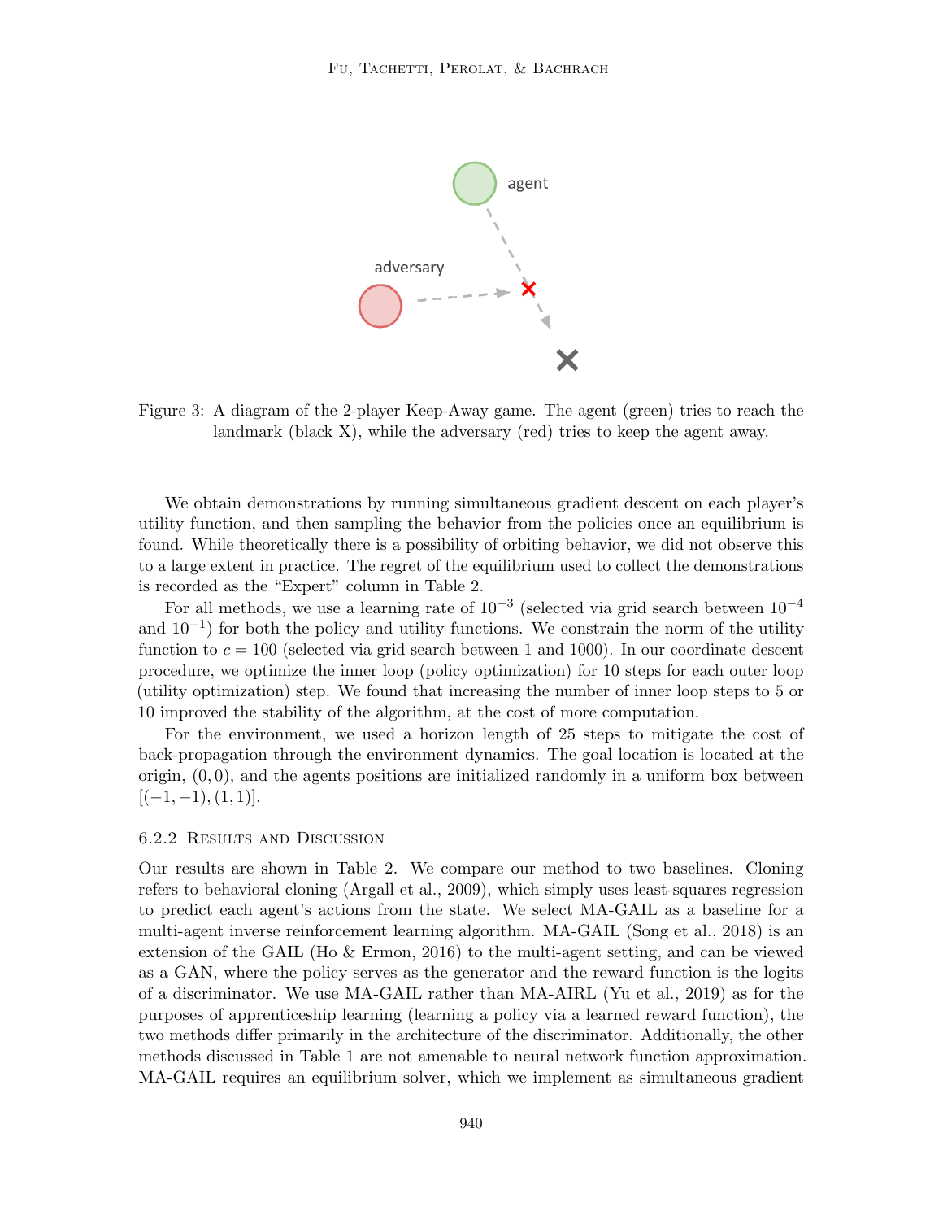Figure 3: A diagram of the 2-player Keep-Away game. The agent (green) tries to reach the landmark (black X), while the adversary (red) tries to keep the agent away.

We obtain demonstrations by running simultaneous gradient descent on each player's utility function, and then sampling the behavior from the policies once an equilibrium is found. While theoretically there is a possibility of orbiting behavior, we did not observe this to a large extent in practice. The regret of the equilibrium used to collect the demonstrations is recorded as the "Expert" column in Table 2.

For all methods, we use a learning rate of $10^{-3}$ (selected via grid search between $10^{-4}$ and $10^{-1}$) for both the policy and utility functions. We constrain the norm of the utility function to $c = 100$ (selected via grid search between 1 and 1000). In our coordinate descent procedure, we optimize the inner loop (policy optimization) for 10 steps for each outer loop (utility optimization) step. We found that increasing the number of inner loop steps to 5 or 10 improved the stability of the algorithm, at the cost of more computation.

For the environment, we used a horizon length of 25 steps to mitigate the cost of back-propagation through the environment dynamics. The goal location is located at the origin, $(0, 0)$, and the agents positions are initialized randomly in a uniform box between $[(-1, -1), (1, 1)]$.

### 6.2.2 Results and Discussion

Our results are shown in Table 2. We compare our method to two baselines. Cloning refers to behavioral cloning (Argall et al., 2009), which simply uses least-squares regression to predict each agent's actions from the state. We select MA-GAIL as a baseline for a multi-agent inverse reinforcement learning algorithm. MA-GAIL (Song et al., 2018) is an extension of the GAIL (Ho & Ermon, 2016) to the multi-agent setting, and can be viewed as a GAN, where the policy serves as the generator and the reward function is the logits of a discriminator. We use MA-GAIL rather than MA-AIRL (Yu et al., 2019) as for the purposes of apprenticeship learning (learning a policy via a learned reward function), the two methods differ primarily in the architecture of the discriminator. Additionally, the other methods discussed in Table 1 are not amenable to neural network function approximation. MA-GAIL requires an equilibrium solver, which we implement as simultaneous gradient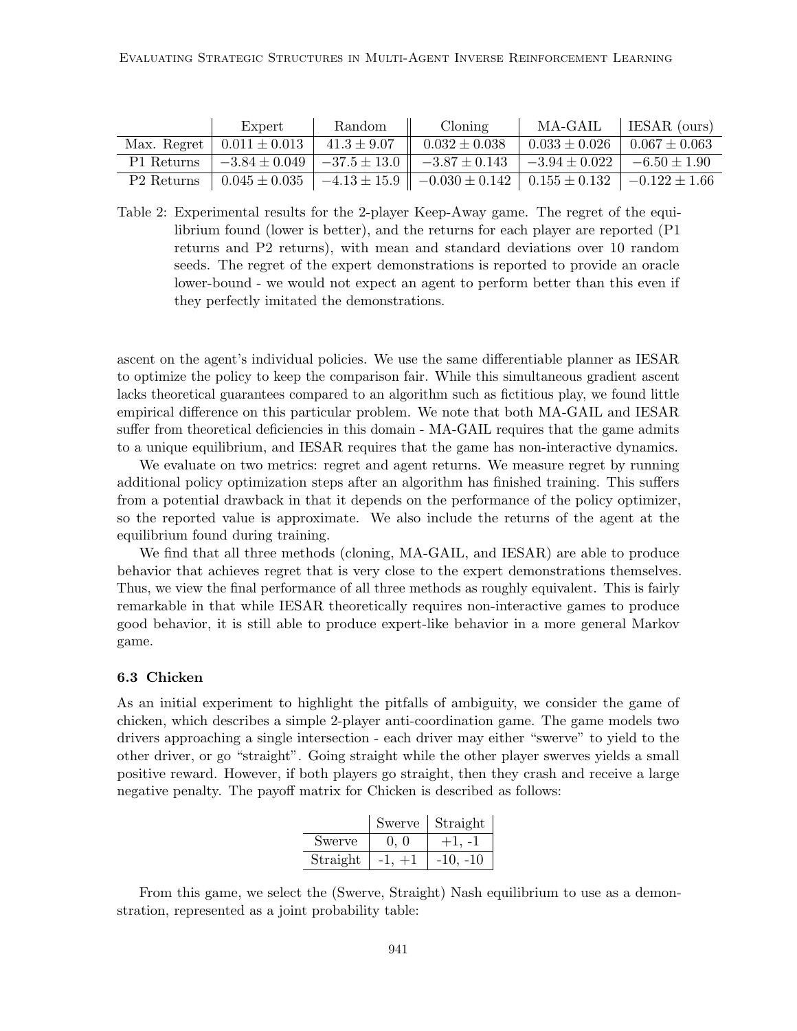| | Expert | Random | Cloning | MA-GAIL | IESAR (ours) |
|---|---|---|---|---|---|
| Max. Regret | $0.011 \pm 0.013$ | $41.3 \pm 9.07$ | $0.032 \pm 0.038$ | $0.033 \pm 0.026$ | $0.067 \pm 0.063$ |
| P1 Returns | $-3.84 \pm 0.049$ | $-37.5 \pm 13.0$ | $-3.87 \pm 0.143$ | $-3.94 \pm 0.022$ | $-6.50 \pm 1.90$ |
| P2 Returns | $0.045 \pm 0.035$ | $-4.13 \pm 15.9$ | $-0.030 \pm 0.142$ | $0.155 \pm 0.132$ | $-0.122 \pm 1.66$ |

Table 2: Experimental results for the 2-player Keep-Away game. The regret of the equilibrium found (lower is better), and the returns for each player are reported (P1 returns and P2 returns), with mean and standard deviations over 10 random seeds. The regret of the expert demonstrations is reported to provide an oracle lower-bound - we would not expect an agent to perform better than this even if they perfectly imitated the demonstrations.

ascent on the agent's individual policies. We use the same differentiable planner as IESAR to optimize the policy to keep the comparison fair. While this simultaneous gradient ascent lacks theoretical guarantees compared to an algorithm such as fictitious play, we found little empirical difference on this particular problem. We note that both MA-GAIL and IESAR suffer from theoretical deficiencies in this domain - MA-GAIL requires that the game admits to a unique equilibrium, and IESAR requires that the game has non-interactive dynamics.

We evaluate on two metrics: regret and agent returns. We measure regret by running additional policy optimization steps after an algorithm has finished training. This suffers from a potential drawback in that it depends on the performance of the policy optimizer, so the reported value is approximate. We also include the returns of the agent at the equilibrium found during training.

We find that all three methods (cloning, MA-GAIL, and IESAR) are able to produce behavior that achieves regret that is very close to the expert demonstrations themselves. Thus, we view the final performance of all three methods as roughly equivalent. This is fairly remarkable in that while IESAR theoretically requires non-interactive games to produce good behavior, it is still able to produce expert-like behavior in a more general Markov game.

### 6.3 Chicken

As an initial experiment to highlight the pitfalls of ambiguity, we consider the game of chicken, which describes a simple 2-player anti-coordination game. The game models two drivers approaching a single intersection - each driver may either "swerve" to yield to the other driver, or go "straight". Going straight while the other player swerves yields a small positive reward. However, if both players go straight, then they crash and receive a large negative penalty. The payoff matrix for Chicken is described as follows:

| | Swerve | Straight |
|---|---|---|
| Swerve | 0, 0 | +1, -1 |
| Straight | -1, +1 | -10, -10 |

From this game, we select the (Swerve, Straight) Nash equilibrium to use as a demonstration, represented as a joint probability table: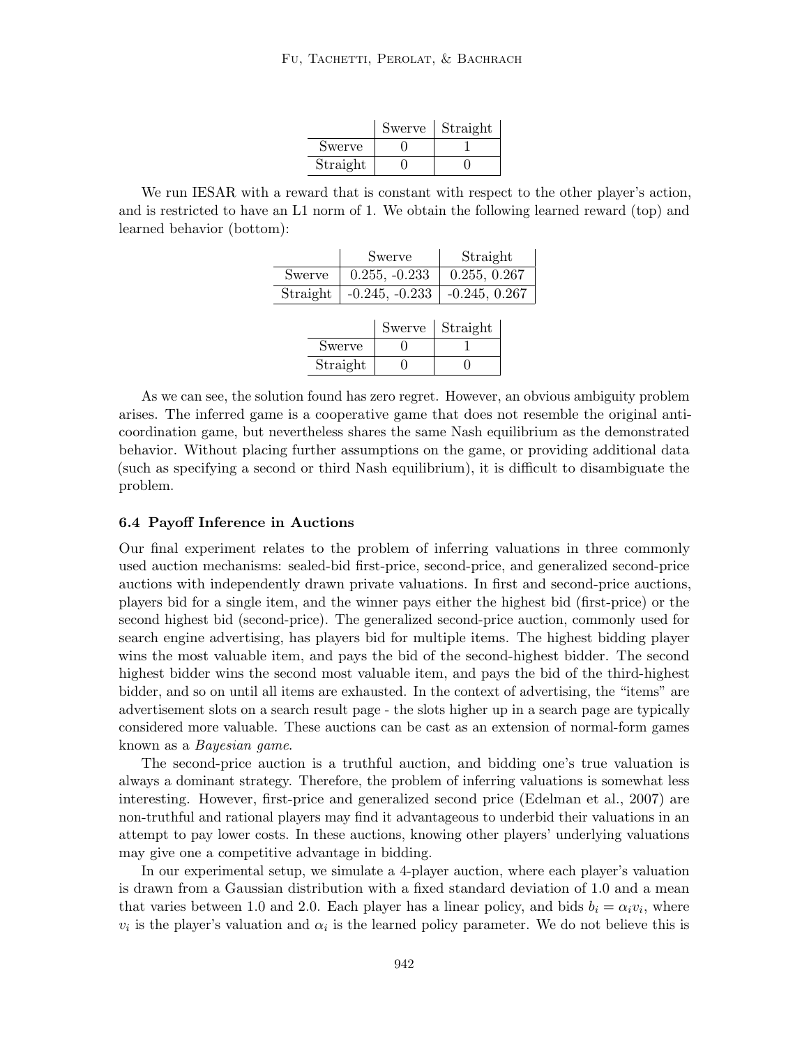| | Swerve | Straight |
|---|---|---|
| Swerve | 0 | 1 |
| Straight | 0 | 0 |

We run IESAR with a reward that is constant with respect to the other player's action, and is restricted to have an L1 norm of 1. We obtain the following learned reward (top) and learned behavior (bottom):

| | Swerve | Straight |
|---|---|---|
| Swerve | 0.255, -0.233 | 0.255, 0.267 |
| Straight | -0.245, -0.233 | -0.245, 0.267 |

| | Swerve | Straight |
|---|---|---|
| Swerve | 0 | 1 |
| Straight | 0 | 0 |

As we can see, the solution found has zero regret. However, an obvious ambiguity problem arises. The inferred game is a cooperative game that does not resemble the original anti-coordination game, but nevertheless shares the same Nash equilibrium as the demonstrated behavior. Without placing further assumptions on the game, or providing additional data (such as specifying a second or third Nash equilibrium), it is difficult to disambiguate the problem.

### 6.4 Payoff Inference in Auctions

Our final experiment relates to the problem of inferring valuations in three commonly used auction mechanisms: sealed-bid first-price, second-price, and generalized second-price auctions with independently drawn private valuations. In first and second-price auctions, players bid for a single item, and the winner pays either the highest bid (first-price) or the second highest bid (second-price). The generalized second-price auction, commonly used for search engine advertising, has players bid for multiple items. The highest bidding player wins the most valuable item, and pays the bid of the second-highest bidder. The second highest bidder wins the second most valuable item, and pays the bid of the third-highest bidder, and so on until all items are exhausted. In the context of advertising, the "items" are advertisement slots on a search result page - the slots higher up in a search page are typically considered more valuable. These auctions can be cast as an extension of normal-form games known as a *Bayesian game*.

The second-price auction is a truthful auction, and bidding one's true valuation is always a dominant strategy. Therefore, the problem of inferring valuations is somewhat less interesting. However, first-price and generalized second price (Edelman et al., 2007) are non-truthful and rational players may find it advantageous to underbid their valuations in an attempt to pay lower costs. In these auctions, knowing other players' underlying valuations may give one a competitive advantage in bidding.

In our experimental setup, we simulate a 4-player auction, where each player's valuation is drawn from a Gaussian distribution with a fixed standard deviation of 1.0 and a mean that varies between 1.0 and 2.0. Each player has a linear policy, and bids $b_i = \alpha_i v_i$, where $v_i$ is the player's valuation and $\alpha_i$ is the learned policy parameter. We do not believe this is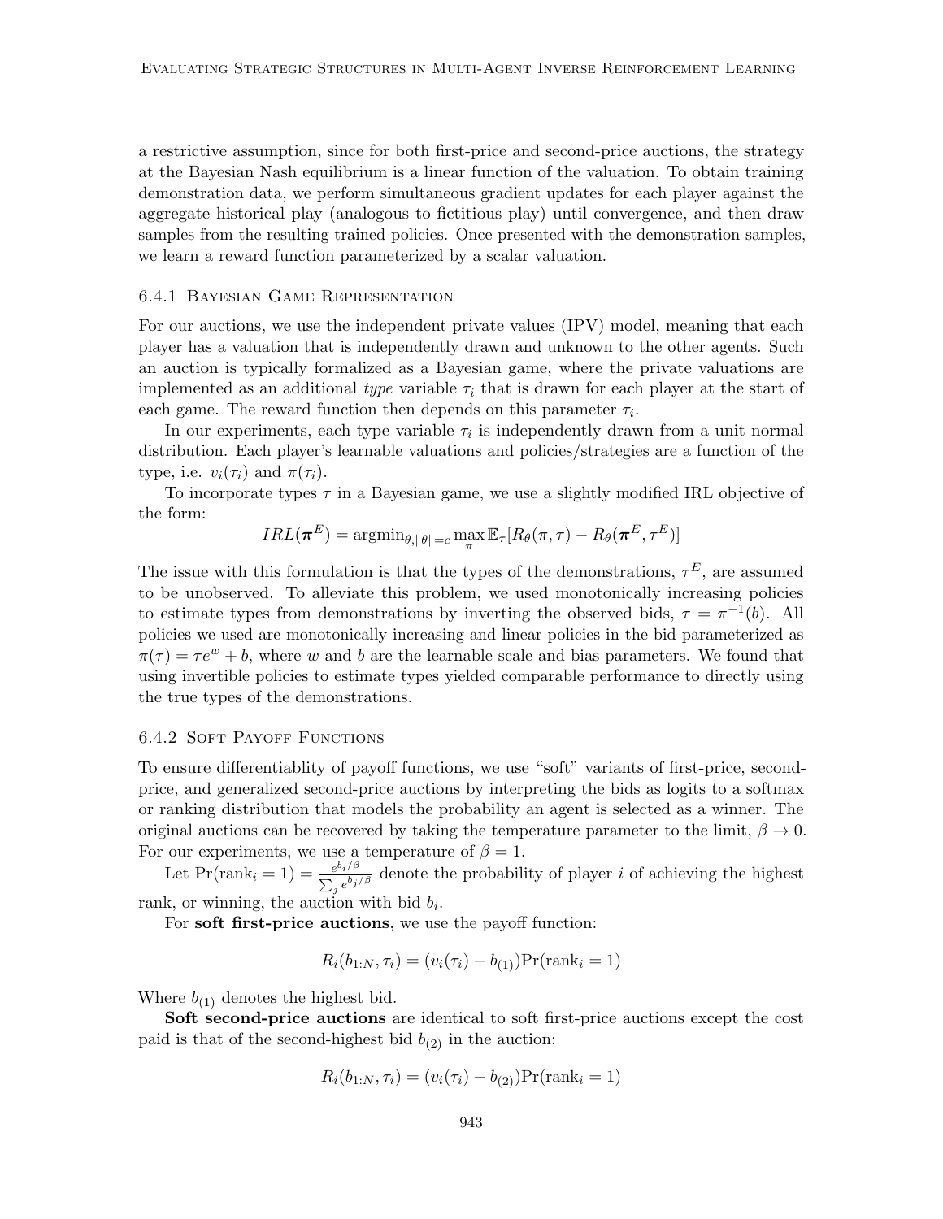a restrictive assumption, since for both first-price and second-price auctions, the strategy at the Bayesian Nash equilibrium is a linear function of the valuation. To obtain training demonstration data, we perform simultaneous gradient updates for each player against the aggregate historical play (analogous to fictitious play) until convergence, and then draw samples from the resulting trained policies. Once presented with the demonstration samples, we learn a reward function parameterized by a scalar valuation.

#### 6.4.1 Bayesian Game Representation

For our auctions, we use the independent private values (IPV) model, meaning that each player has a valuation that is independently drawn and unknown to the other agents. Such an auction is typically formalized as a Bayesian game, where the private valuations are implemented as an additional *type* variable $\tau_i$ that is drawn for each player at the start of each game. The reward function then depends on this parameter $\tau_i$.

In our experiments, each type variable $\tau_i$ is independently drawn from a unit normal distribution. Each player's learnable valuations and policies/strategies are a function of the type, i.e. $v_i(\tau_i)$ and $\pi(\tau_i)$.

To incorporate types $\tau$ in a Bayesian game, we use a slightly modified IRL objective of the form:

$$IRL(\boldsymbol{\pi}^E) = \text{argmin}_{\theta, \|\theta\|=c} \max_{\pi} \mathbb{E}_{\tau}[R_\theta(\pi, \tau) - R_\theta(\boldsymbol{\pi}^E, \tau^E)]$$

The issue with this formulation is that the types of the demonstrations, $\tau^E$, are assumed to be unobserved. To alleviate this problem, we used monotonically increasing policies to estimate types from demonstrations by inverting the observed bids, $\tau = \pi^{-1}(b)$. All policies we used are monotonically increasing and linear policies in the bid parameterized as $\pi(\tau) = \tau e^w + b$, where $w$ and $b$ are the learnable scale and bias parameters. We found that using invertible policies to estimate types yielded comparable performance to directly using the true types of the demonstrations.

#### 6.4.2 Soft Payoff Functions

To ensure differentiablity of payoff functions, we use "soft" variants of first-price, second-price, and generalized second-price auctions by interpreting the bids as logits to a softmax or ranking distribution that models the probability an agent is selected as a winner. The original auctions can be recovered by taking the temperature parameter to the limit, $\beta \to 0$. For our experiments, we use a temperature of $\beta = 1$.

Let $\Pr(\text{rank}_i = 1) = \frac{e^{b_i/\beta}}{\sum_j e^{b_j/\beta}}$ denote the probability of player $i$ of achieving the highest rank, or winning, the auction with bid $b_i$.

For **soft first-price auctions**, we use the payoff function:

$$R_i(b_{1:N}, \tau_i) = (v_i(\tau_i) - b_{(1)})\Pr(\text{rank}_i = 1)$$

Where $b_{(1)}$ denotes the highest bid.

**Soft second-price auctions** are identical to soft first-price auctions except the cost paid is that of the second-highest bid $b_{(2)}$ in the auction:

$$R_i(b_{1:N}, \tau_i) = (v_i(\tau_i) - b_{(2)})\Pr(\text{rank}_i = 1)$$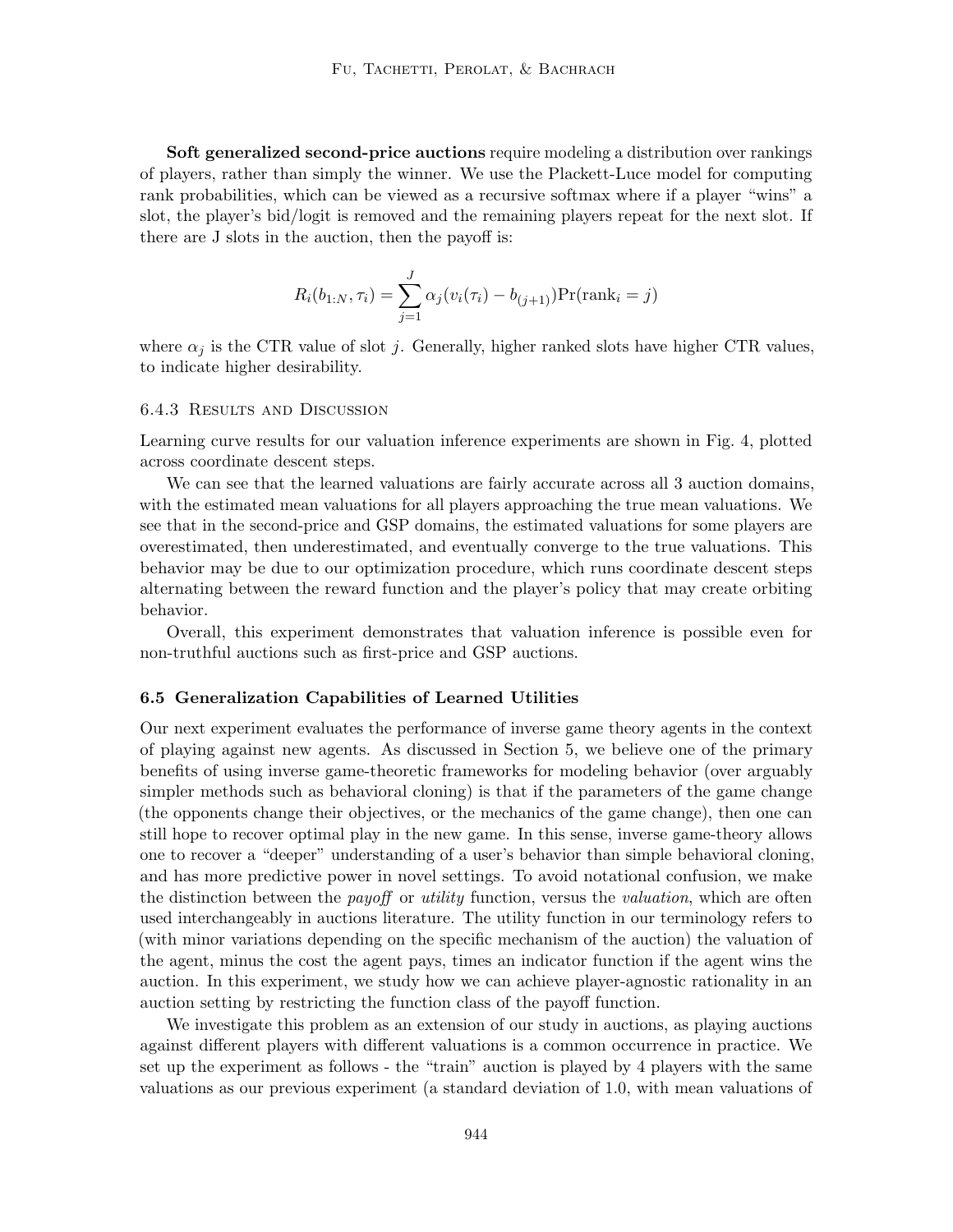**Soft generalized second-price auctions** require modeling a distribution over rankings of players, rather than simply the winner. We use the Plackett-Luce model for computing rank probabilities, which can be viewed as a recursive softmax where if a player "wins" a slot, the player's bid/logit is removed and the remaining players repeat for the next slot. If there are J slots in the auction, then the payoff is:

$$R_i(b_{1:N}, \tau_i) = \sum_{j=1}^{J} \alpha_j (v_i(\tau_i) - b_{(j+1)}) \Pr(\text{rank}_i = j)$$

where $\alpha_j$ is the CTR value of slot $j$. Generally, higher ranked slots have higher CTR values, to indicate higher desirability.

#### 6.4.3 Results and Discussion

Learning curve results for our valuation inference experiments are shown in Fig. 4, plotted across coordinate descent steps.

We can see that the learned valuations are fairly accurate across all 3 auction domains, with the estimated mean valuations for all players approaching the true mean valuations. We see that in the second-price and GSP domains, the estimated valuations for some players are overestimated, then underestimated, and eventually converge to the true valuations. This behavior may be due to our optimization procedure, which runs coordinate descent steps alternating between the reward function and the player's policy that may create orbiting behavior.

Overall, this experiment demonstrates that valuation inference is possible even for non-truthful auctions such as first-price and GSP auctions.

### 6.5 Generalization Capabilities of Learned Utilities

Our next experiment evaluates the performance of inverse game theory agents in the context of playing against new agents. As discussed in Section 5, we believe one of the primary benefits of using inverse game-theoretic frameworks for modeling behavior (over arguably simpler methods such as behavioral cloning) is that if the parameters of the game change (the opponents change their objectives, or the mechanics of the game change), then one can still hope to recover optimal play in the new game. In this sense, inverse game-theory allows one to recover a "deeper" understanding of a user's behavior than simple behavioral cloning, and has more predictive power in novel settings. To avoid notational confusion, we make the distinction between the *payoff* or *utility* function, versus the *valuation*, which are often used interchangeably in auctions literature. The utility function in our terminology refers to (with minor variations depending on the specific mechanism of the auction) the valuation of the agent, minus the cost the agent pays, times an indicator function if the agent wins the auction. In this experiment, we study how we can achieve player-agnostic rationality in an auction setting by restricting the function class of the payoff function.

We investigate this problem as an extension of our study in auctions, as playing auctions against different players with different valuations is a common occurrence in practice. We set up the experiment as follows - the "train" auction is played by 4 players with the same valuations as our previous experiment (a standard deviation of 1.0, with mean valuations of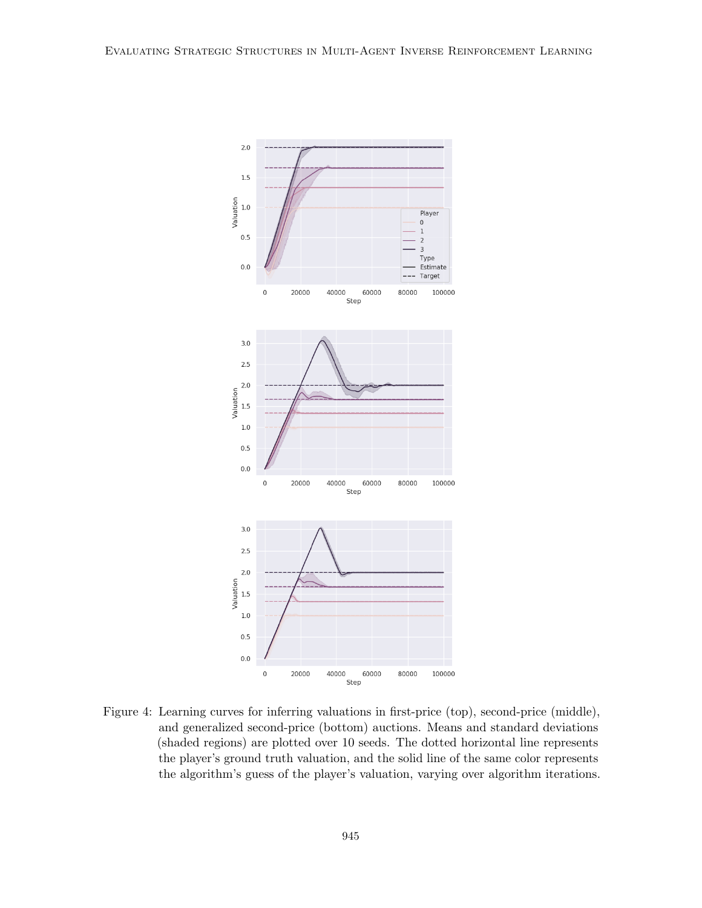Figure 4: Learning curves for inferring valuations in first-price (top), second-price (middle), and generalized second-price (bottom) auctions. Means and standard deviations (shaded regions) are plotted over 10 seeds. The dotted horizontal line represents the player's ground truth valuation, and the solid line of the same color represents the algorithm's guess of the player's valuation, varying over algorithm iterations.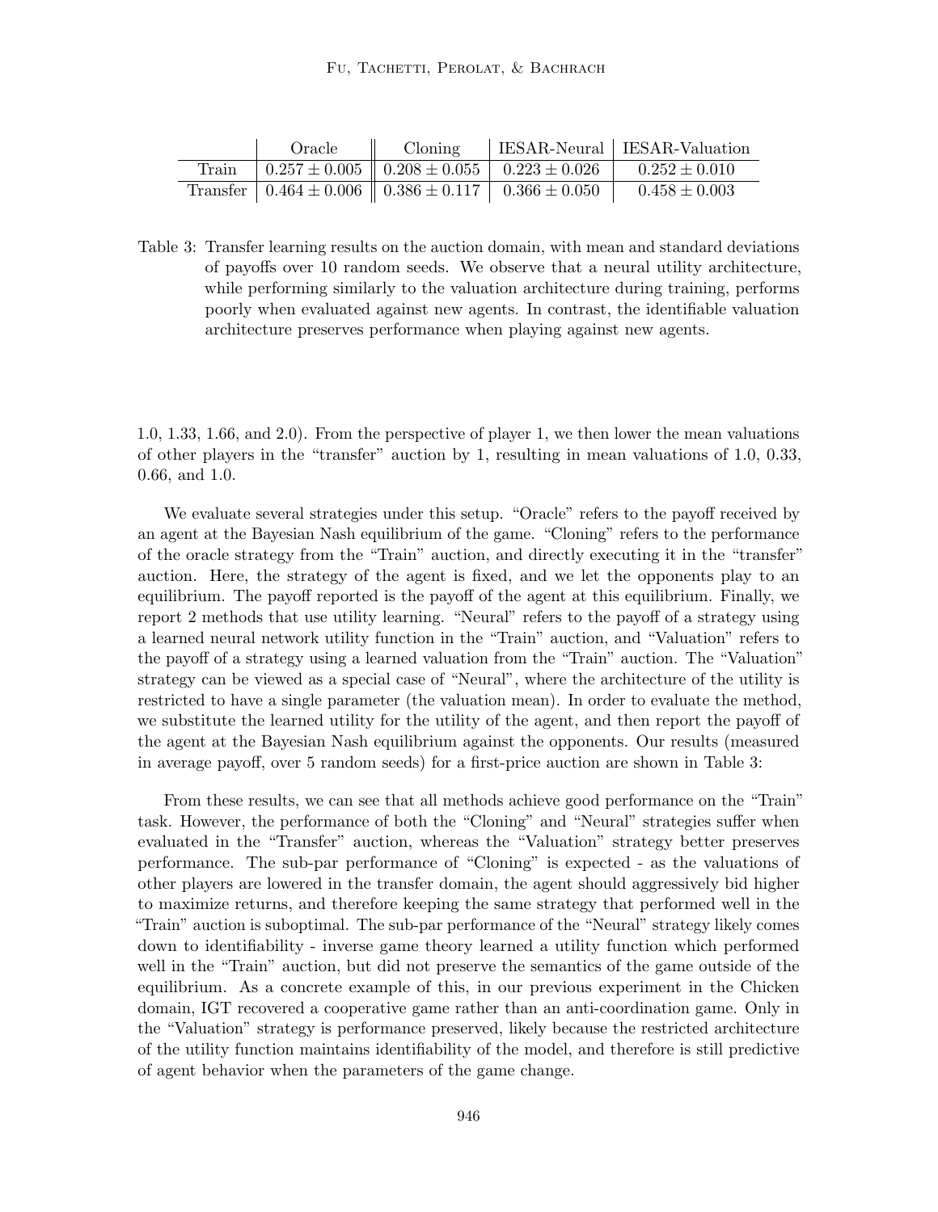|  | Oracle | Cloning | IESAR-Neural | IESAR-Valuation |
|---|---|---|---|---|
| Train | $0.257 \pm 0.005$ | $0.208 \pm 0.055$ | $0.223 \pm 0.026$ | $0.252 \pm 0.010$ |
| Transfer | $0.464 \pm 0.006$ | $0.386 \pm 0.117$ | $0.366 \pm 0.050$ | $0.458 \pm 0.003$ |

Table 3: Transfer learning results on the auction domain, with mean and standard deviations of payoffs over 10 random seeds. We observe that a neural utility architecture, while performing similarly to the valuation architecture during training, performs poorly when evaluated against new agents. In contrast, the identifiable valuation architecture preserves performance when playing against new agents.

1.0, 1.33, 1.66, and 2.0). From the perspective of player 1, we then lower the mean valuations of other players in the "transfer" auction by 1, resulting in mean valuations of 1.0, 0.33, 0.66, and 1.0.

We evaluate several strategies under this setup. "Oracle" refers to the payoff received by an agent at the Bayesian Nash equilibrium of the game. "Cloning" refers to the performance of the oracle strategy from the "Train" auction, and directly executing it in the "transfer" auction. Here, the strategy of the agent is fixed, and we let the opponents play to an equilibrium. The payoff reported is the payoff of the agent at this equilibrium. Finally, we report 2 methods that use utility learning. "Neural" refers to the payoff of a strategy using a learned neural network utility function in the "Train" auction, and "Valuation" refers to the payoff of a strategy using a learned valuation from the "Train" auction. The "Valuation" strategy can be viewed as a special case of "Neural", where the architecture of the utility is restricted to have a single parameter (the valuation mean). In order to evaluate the method, we substitute the learned utility for the utility of the agent, and then report the payoff of the agent at the Bayesian Nash equilibrium against the opponents. Our results (measured in average payoff, over 5 random seeds) for a first-price auction are shown in Table 3:

From these results, we can see that all methods achieve good performance on the "Train" task. However, the performance of both the "Cloning" and "Neural" strategies suffer when evaluated in the "Transfer" auction, whereas the "Valuation" strategy better preserves performance. The sub-par performance of "Cloning" is expected - as the valuations of other players are lowered in the transfer domain, the agent should aggressively bid higher to maximize returns, and therefore keeping the same strategy that performed well in the "Train" auction is suboptimal. The sub-par performance of the "Neural" strategy likely comes down to identifiability - inverse game theory learned a utility function which performed well in the "Train" auction, but did not preserve the semantics of the game outside of the equilibrium. As a concrete example of this, in our previous experiment in the Chicken domain, IGT recovered a cooperative game rather than an anti-coordination game. Only in the "Valuation" strategy is performance preserved, likely because the restricted architecture of the utility function maintains identifiability of the model, and therefore is still predictive of agent behavior when the parameters of the game change.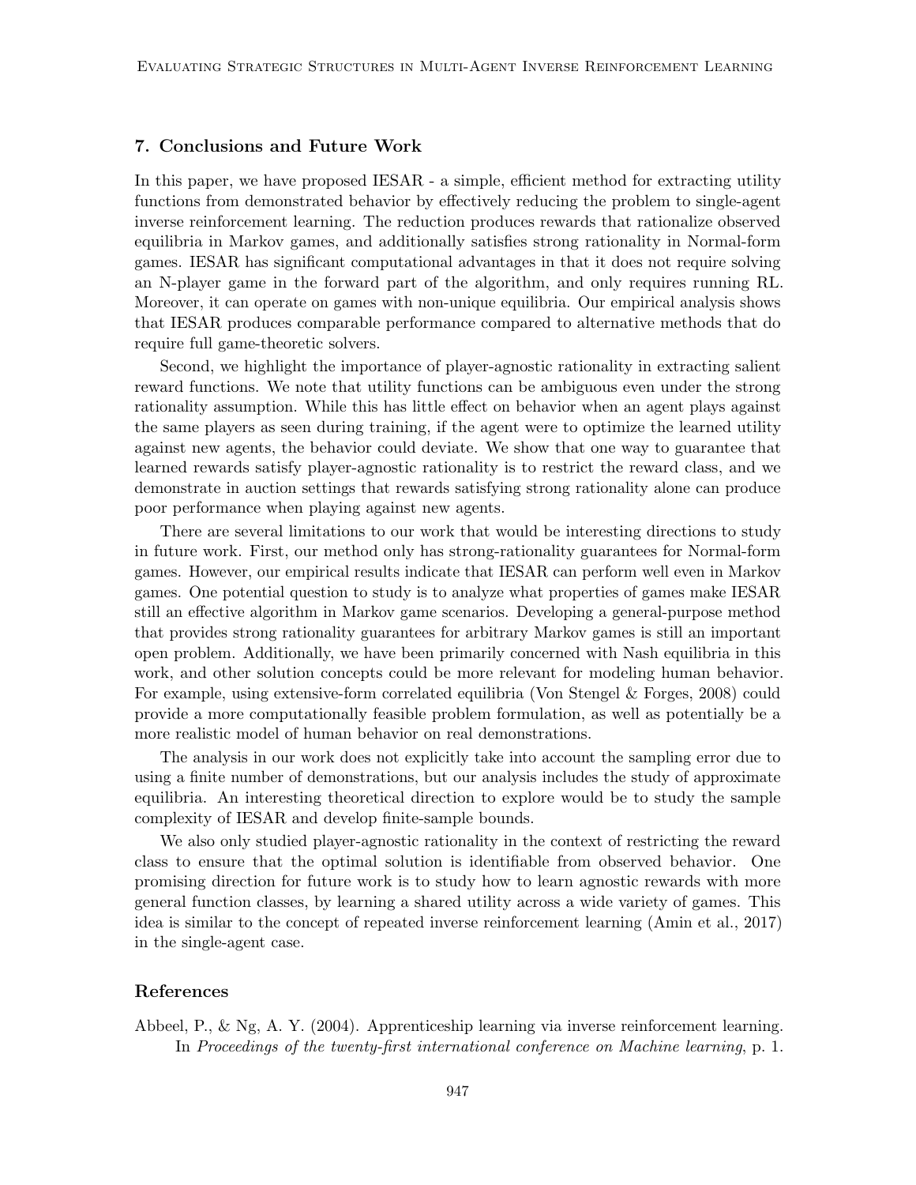## 7. Conclusions and Future Work

In this paper, we have proposed IESAR - a simple, efficient method for extracting utility functions from demonstrated behavior by effectively reducing the problem to single-agent inverse reinforcement learning. The reduction produces rewards that rationalize observed equilibria in Markov games, and additionally satisfies strong rationality in Normal-form games. IESAR has significant computational advantages in that it does not require solving an N-player game in the forward part of the algorithm, and only requires running RL. Moreover, it can operate on games with non-unique equilibria. Our empirical analysis shows that IESAR produces comparable performance compared to alternative methods that do require full game-theoretic solvers.

Second, we highlight the importance of player-agnostic rationality in extracting salient reward functions. We note that utility functions can be ambiguous even under the strong rationality assumption. While this has little effect on behavior when an agent plays against the same players as seen during training, if the agent were to optimize the learned utility against new agents, the behavior could deviate. We show that one way to guarantee that learned rewards satisfy player-agnostic rationality is to restrict the reward class, and we demonstrate in auction settings that rewards satisfying strong rationality alone can produce poor performance when playing against new agents.

There are several limitations to our work that would be interesting directions to study in future work. First, our method only has strong-rationality guarantees for Normal-form games. However, our empirical results indicate that IESAR can perform well even in Markov games. One potential question to study is to analyze what properties of games make IESAR still an effective algorithm in Markov game scenarios. Developing a general-purpose method that provides strong rationality guarantees for arbitrary Markov games is still an important open problem. Additionally, we have been primarily concerned with Nash equilibria in this work, and other solution concepts could be more relevant for modeling human behavior. For example, using extensive-form correlated equilibria (Von Stengel & Forges, 2008) could provide a more computationally feasible problem formulation, as well as potentially be a more realistic model of human behavior on real demonstrations.

The analysis in our work does not explicitly take into account the sampling error due to using a finite number of demonstrations, but our analysis includes the study of approximate equilibria. An interesting theoretical direction to explore would be to study the sample complexity of IESAR and develop finite-sample bounds.

We also only studied player-agnostic rationality in the context of restricting the reward class to ensure that the optimal solution is identifiable from observed behavior. One promising direction for future work is to study how to learn agnostic rewards with more general function classes, by learning a shared utility across a wide variety of games. This idea is similar to the concept of repeated inverse reinforcement learning (Amin et al., 2017) in the single-agent case.

## References

Abbeel, P., & Ng, A. Y. (2004). Apprenticeship learning via inverse reinforcement learning. In *Proceedings of the twenty-first international conference on Machine learning*, p. 1.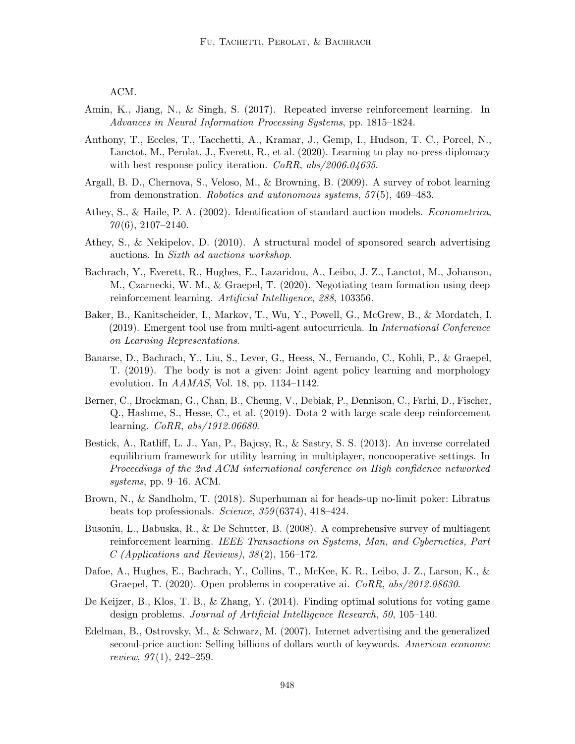ACM.

Amin, K., Jiang, N., & Singh, S. (2017). Repeated inverse reinforcement learning. In *Advances in Neural Information Processing Systems*, pp. 1815–1824.

Anthony, T., Eccles, T., Tacchetti, A., Kramar, J., Gemp, I., Hudson, T. C., Porcel, N., Lanctot, M., Perolat, J., Everett, R., et al. (2020). Learning to play no-press diplomacy with best response policy iteration. *CoRR*, *abs/2006.04635*.

Argall, B. D., Chernova, S., Veloso, M., & Browning, B. (2009). A survey of robot learning from demonstration. *Robotics and autonomous systems*, *57*(5), 469–483.

Athey, S., & Haile, P. A. (2002). Identification of standard auction models. *Econometrica*, *70*(6), 2107–2140.

Athey, S., & Nekipelov, D. (2010). A structural model of sponsored search advertising auctions. In *Sixth ad auctions workshop*.

Bachrach, Y., Everett, R., Hughes, E., Lazaridou, A., Leibo, J. Z., Lanctot, M., Johanson, M., Czarnecki, W. M., & Graepel, T. (2020). Negotiating team formation using deep reinforcement learning. *Artificial Intelligence*, *288*, 103356.

Baker, B., Kanitscheider, I., Markov, T., Wu, Y., Powell, G., McGrew, B., & Mordatch, I. (2019). Emergent tool use from multi-agent autocurricula. In *International Conference on Learning Representations*.

Banarse, D., Bachrach, Y., Liu, S., Lever, G., Heess, N., Fernando, C., Kohli, P., & Graepel, T. (2019). The body is not a given: Joint agent policy learning and morphology evolution. In *AAMAS*, Vol. 18, pp. 1134–1142.

Berner, C., Brockman, G., Chan, B., Cheung, V., Debiak, P., Dennison, C., Farhi, D., Fischer, Q., Hashme, S., Hesse, C., et al. (2019). Dota 2 with large scale deep reinforcement learning. *CoRR*, *abs/1912.06680*.

Bestick, A., Ratliff, L. J., Yan, P., Bajcsy, R., & Sastry, S. S. (2013). An inverse correlated equilibrium framework for utility learning in multiplayer, noncooperative settings. In *Proceedings of the 2nd ACM international conference on High confidence networked systems*, pp. 9–16. ACM.

Brown, N., & Sandholm, T. (2018). Superhuman ai for heads-up no-limit poker: Libratus beats top professionals. *Science*, *359*(6374), 418–424.

Busoniu, L., Babuska, R., & De Schutter, B. (2008). A comprehensive survey of multiagent reinforcement learning. *IEEE Transactions on Systems, Man, and Cybernetics, Part C (Applications and Reviews)*, *38*(2), 156–172.

Dafoe, A., Hughes, E., Bachrach, Y., Collins, T., McKee, K. R., Leibo, J. Z., Larson, K., & Graepel, T. (2020). Open problems in cooperative ai. *CoRR*, *abs/2012.08630*.

De Keijzer, B., Klos, T. B., & Zhang, Y. (2014). Finding optimal solutions for voting game design problems. *Journal of Artificial Intelligence Research*, *50*, 105–140.

Edelman, B., Ostrovsky, M., & Schwarz, M. (2007). Internet advertising and the generalized second-price auction: Selling billions of dollars worth of keywords. *American economic review*, *97*(1), 242–259.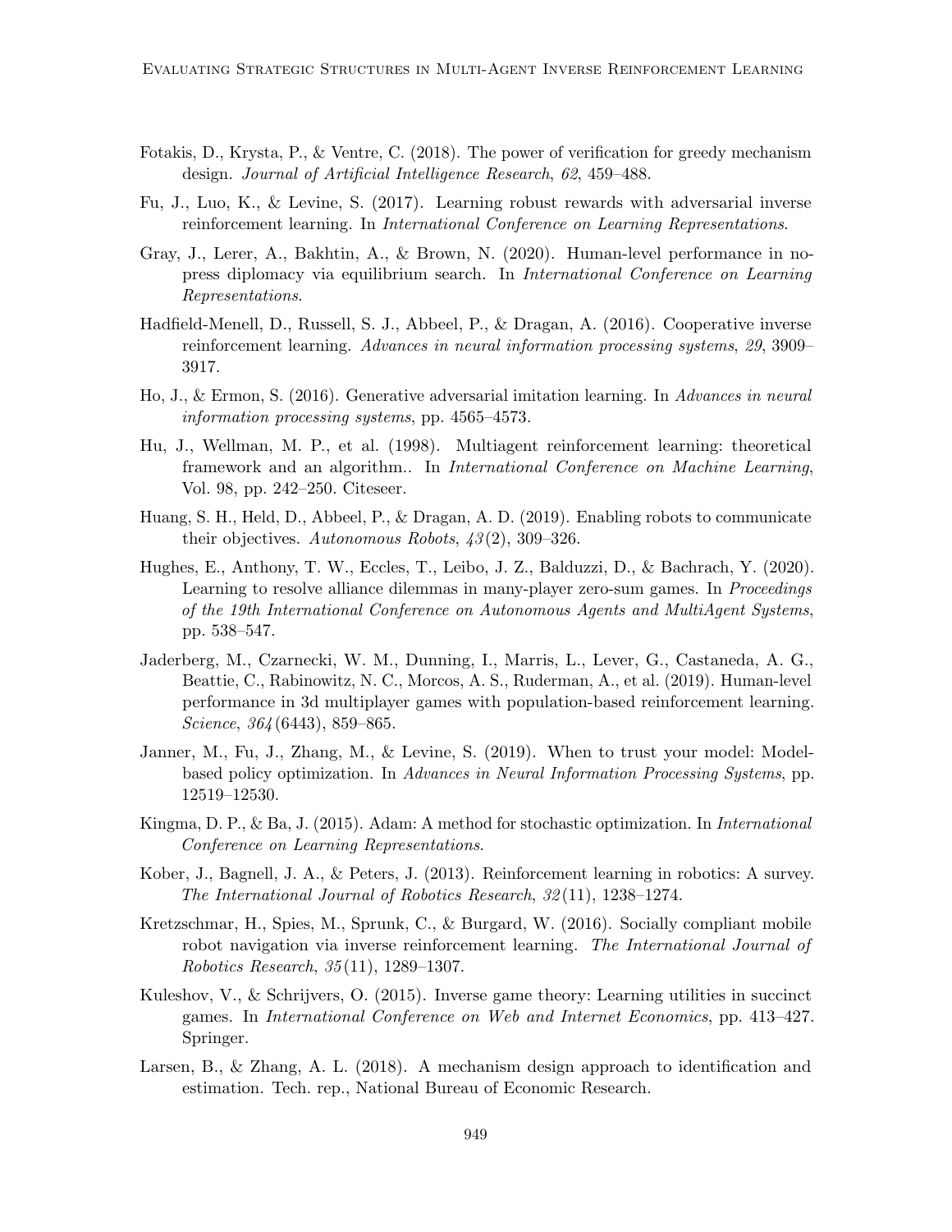Fotakis, D., Krysta, P., & Ventre, C. (2018). The power of verification for greedy mechanism design. *Journal of Artificial Intelligence Research*, *62*, 459–488.

Fu, J., Luo, K., & Levine, S. (2017). Learning robust rewards with adversarial inverse reinforcement learning. In *International Conference on Learning Representations*.

Gray, J., Lerer, A., Bakhtin, A., & Brown, N. (2020). Human-level performance in no-press diplomacy via equilibrium search. In *International Conference on Learning Representations*.

Hadfield-Menell, D., Russell, S. J., Abbeel, P., & Dragan, A. (2016). Cooperative inverse reinforcement learning. *Advances in neural information processing systems*, *29*, 3909–3917.

Ho, J., & Ermon, S. (2016). Generative adversarial imitation learning. In *Advances in neural information processing systems*, pp. 4565–4573.

Hu, J., Wellman, M. P., et al. (1998). Multiagent reinforcement learning: theoretical framework and an algorithm.. In *International Conference on Machine Learning*, Vol. 98, pp. 242–250. Citeseer.

Huang, S. H., Held, D., Abbeel, P., & Dragan, A. D. (2019). Enabling robots to communicate their objectives. *Autonomous Robots*, *43*(2), 309–326.

Hughes, E., Anthony, T. W., Eccles, T., Leibo, J. Z., Balduzzi, D., & Bachrach, Y. (2020). Learning to resolve alliance dilemmas in many-player zero-sum games. In *Proceedings of the 19th International Conference on Autonomous Agents and MultiAgent Systems*, pp. 538–547.

Jaderberg, M., Czarnecki, W. M., Dunning, I., Marris, L., Lever, G., Castaneda, A. G., Beattie, C., Rabinowitz, N. C., Morcos, A. S., Ruderman, A., et al. (2019). Human-level performance in 3d multiplayer games with population-based reinforcement learning. *Science*, *364*(6443), 859–865.

Janner, M., Fu, J., Zhang, M., & Levine, S. (2019). When to trust your model: Model-based policy optimization. In *Advances in Neural Information Processing Systems*, pp. 12519–12530.

Kingma, D. P., & Ba, J. (2015). Adam: A method for stochastic optimization. In *International Conference on Learning Representations*.

Kober, J., Bagnell, J. A., & Peters, J. (2013). Reinforcement learning in robotics: A survey. *The International Journal of Robotics Research*, *32*(11), 1238–1274.

Kretzschmar, H., Spies, M., Sprunk, C., & Burgard, W. (2016). Socially compliant mobile robot navigation via inverse reinforcement learning. *The International Journal of Robotics Research*, *35*(11), 1289–1307.

Kuleshov, V., & Schrijvers, O. (2015). Inverse game theory: Learning utilities in succinct games. In *International Conference on Web and Internet Economics*, pp. 413–427. Springer.

Larsen, B., & Zhang, A. L. (2018). A mechanism design approach to identification and estimation. Tech. rep., National Bureau of Economic Research.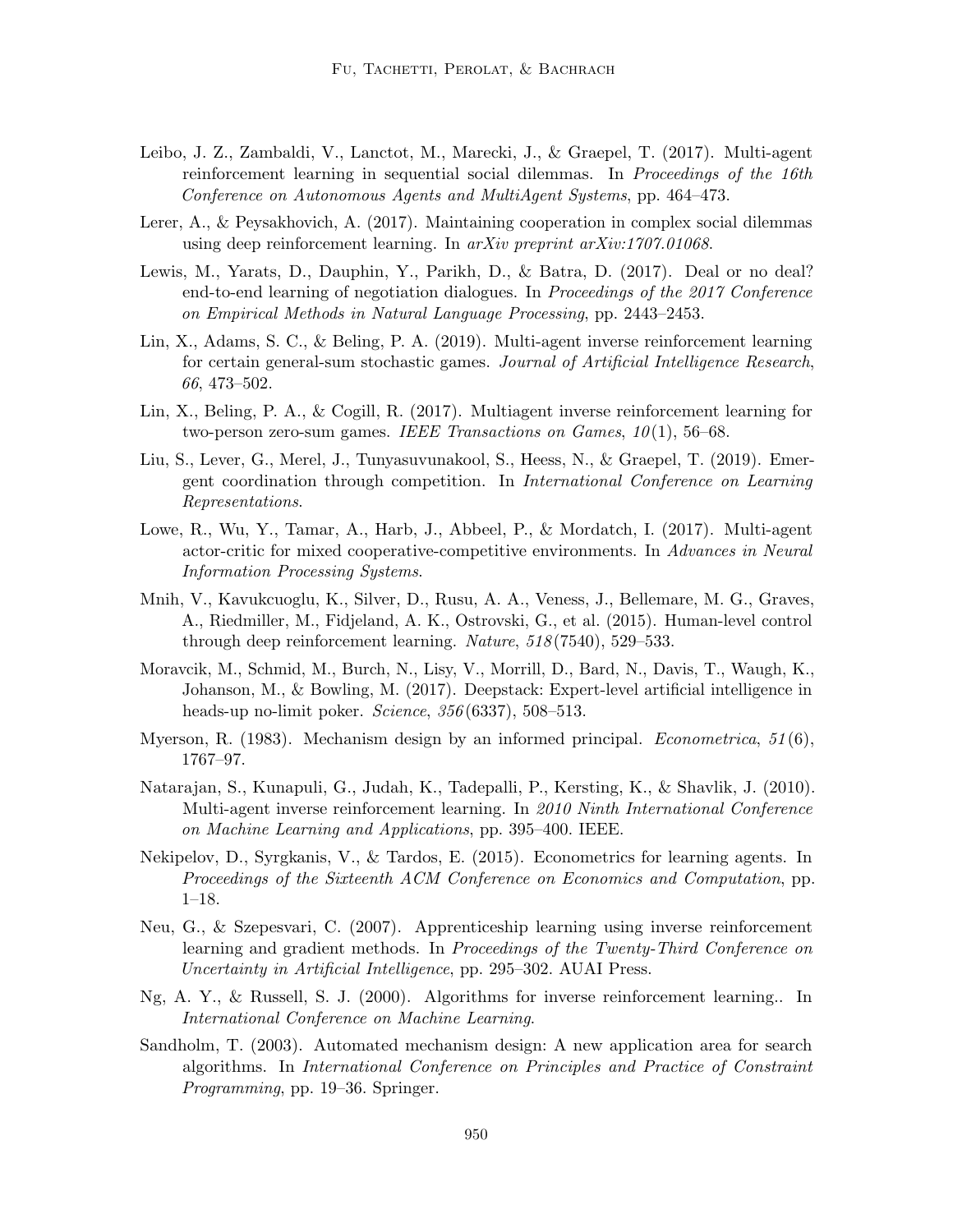Leibo, J. Z., Zambaldi, V., Lanctot, M., Marecki, J., & Graepel, T. (2017). Multi-agent reinforcement learning in sequential social dilemmas. In *Proceedings of the 16th Conference on Autonomous Agents and MultiAgent Systems*, pp. 464–473.

Lerer, A., & Peysakhovich, A. (2017). Maintaining cooperation in complex social dilemmas using deep reinforcement learning. In *arXiv preprint arXiv:1707.01068*.

Lewis, M., Yarats, D., Dauphin, Y., Parikh, D., & Batra, D. (2017). Deal or no deal? end-to-end learning of negotiation dialogues. In *Proceedings of the 2017 Conference on Empirical Methods in Natural Language Processing*, pp. 2443–2453.

Lin, X., Adams, S. C., & Beling, P. A. (2019). Multi-agent inverse reinforcement learning for certain general-sum stochastic games. *Journal of Artificial Intelligence Research*, *66*, 473–502.

Lin, X., Beling, P. A., & Cogill, R. (2017). Multiagent inverse reinforcement learning for two-person zero-sum games. *IEEE Transactions on Games*, *10*(1), 56–68.

Liu, S., Lever, G., Merel, J., Tunyasuvunakool, S., Heess, N., & Graepel, T. (2019). Emergent coordination through competition. In *International Conference on Learning Representations*.

Lowe, R., Wu, Y., Tamar, A., Harb, J., Abbeel, P., & Mordatch, I. (2017). Multi-agent actor-critic for mixed cooperative-competitive environments. In *Advances in Neural Information Processing Systems*.

Mnih, V., Kavukcuoglu, K., Silver, D., Rusu, A. A., Veness, J., Bellemare, M. G., Graves, A., Riedmiller, M., Fidjeland, A. K., Ostrovski, G., et al. (2015). Human-level control through deep reinforcement learning. *Nature*, *518*(7540), 529–533.

Moravcik, M., Schmid, M., Burch, N., Lisy, V., Morrill, D., Bard, N., Davis, T., Waugh, K., Johanson, M., & Bowling, M. (2017). Deepstack: Expert-level artificial intelligence in heads-up no-limit poker. *Science*, *356*(6337), 508–513.

Myerson, R. (1983). Mechanism design by an informed principal. *Econometrica*, *51*(6), 1767–97.

Natarajan, S., Kunapuli, G., Judah, K., Tadepalli, P., Kersting, K., & Shavlik, J. (2010). Multi-agent inverse reinforcement learning. In *2010 Ninth International Conference on Machine Learning and Applications*, pp. 395–400. IEEE.

Nekipelov, D., Syrgkanis, V., & Tardos, E. (2015). Econometrics for learning agents. In *Proceedings of the Sixteenth ACM Conference on Economics and Computation*, pp. 1–18.

Neu, G., & Szepesvari, C. (2007). Apprenticeship learning using inverse reinforcement learning and gradient methods. In *Proceedings of the Twenty-Third Conference on Uncertainty in Artificial Intelligence*, pp. 295–302. AUAI Press.

Ng, A. Y., & Russell, S. J. (2000). Algorithms for inverse reinforcement learning.. In *International Conference on Machine Learning*.

Sandholm, T. (2003). Automated mechanism design: A new application area for search algorithms. In *International Conference on Principles and Practice of Constraint Programming*, pp. 19–36. Springer.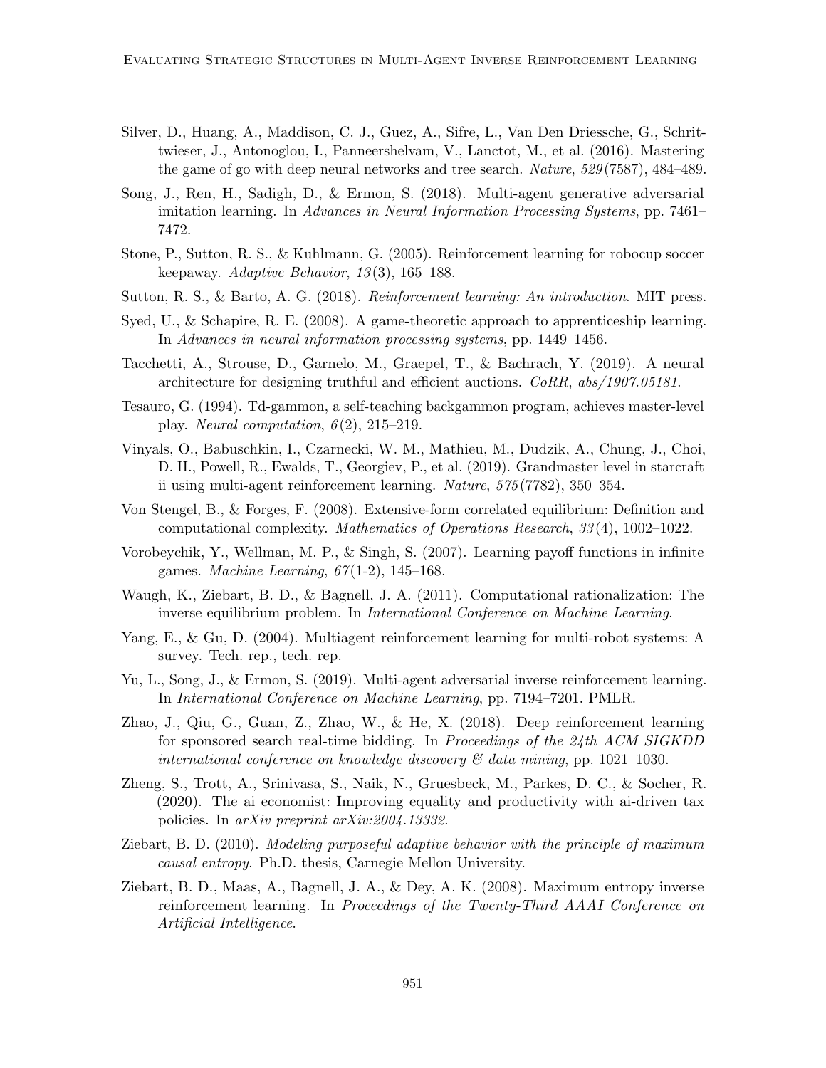Silver, D., Huang, A., Maddison, C. J., Guez, A., Sifre, L., Van Den Driessche, G., Schrittwieser, J., Antonoglou, I., Panneershelvam, V., Lanctot, M., et al. (2016). Mastering the game of go with deep neural networks and tree search. *Nature*, *529*(7587), 484–489.

Song, J., Ren, H., Sadigh, D., & Ermon, S. (2018). Multi-agent generative adversarial imitation learning. In *Advances in Neural Information Processing Systems*, pp. 7461–7472.

Stone, P., Sutton, R. S., & Kuhlmann, G. (2005). Reinforcement learning for robocup soccer keepaway. *Adaptive Behavior*, *13*(3), 165–188.

Sutton, R. S., & Barto, A. G. (2018). *Reinforcement learning: An introduction*. MIT press.

Syed, U., & Schapire, R. E. (2008). A game-theoretic approach to apprenticeship learning. In *Advances in neural information processing systems*, pp. 1449–1456.

Tacchetti, A., Strouse, D., Garnelo, M., Graepel, T., & Bachrach, Y. (2019). A neural architecture for designing truthful and efficient auctions. *CoRR*, *abs/1907.05181*.

Tesauro, G. (1994). Td-gammon, a self-teaching backgammon program, achieves master-level play. *Neural computation*, *6*(2), 215–219.

Vinyals, O., Babuschkin, I., Czarnecki, W. M., Mathieu, M., Dudzik, A., Chung, J., Choi, D. H., Powell, R., Ewalds, T., Georgiev, P., et al. (2019). Grandmaster level in starcraft ii using multi-agent reinforcement learning. *Nature*, *575*(7782), 350–354.

Von Stengel, B., & Forges, F. (2008). Extensive-form correlated equilibrium: Definition and computational complexity. *Mathematics of Operations Research*, *33*(4), 1002–1022.

Vorobeychik, Y., Wellman, M. P., & Singh, S. (2007). Learning payoff functions in infinite games. *Machine Learning*, *67*(1-2), 145–168.

Waugh, K., Ziebart, B. D., & Bagnell, J. A. (2011). Computational rationalization: The inverse equilibrium problem. In *International Conference on Machine Learning*.

Yang, E., & Gu, D. (2004). Multiagent reinforcement learning for multi-robot systems: A survey. Tech. rep., tech. rep.

Yu, L., Song, J., & Ermon, S. (2019). Multi-agent adversarial inverse reinforcement learning. In *International Conference on Machine Learning*, pp. 7194–7201. PMLR.

Zhao, J., Qiu, G., Guan, Z., Zhao, W., & He, X. (2018). Deep reinforcement learning for sponsored search real-time bidding. In *Proceedings of the 24th ACM SIGKDD international conference on knowledge discovery & data mining*, pp. 1021–1030.

Zheng, S., Trott, A., Srinivasa, S., Naik, N., Gruesbeck, M., Parkes, D. C., & Socher, R. (2020). The ai economist: Improving equality and productivity with ai-driven tax policies. In *arXiv preprint arXiv:2004.13332*.

Ziebart, B. D. (2010). *Modeling purposeful adaptive behavior with the principle of maximum causal entropy*. Ph.D. thesis, Carnegie Mellon University.

Ziebart, B. D., Maas, A., Bagnell, J. A., & Dey, A. K. (2008). Maximum entropy inverse reinforcement learning. In *Proceedings of the Twenty-Third AAAI Conference on Artificial Intelligence*.